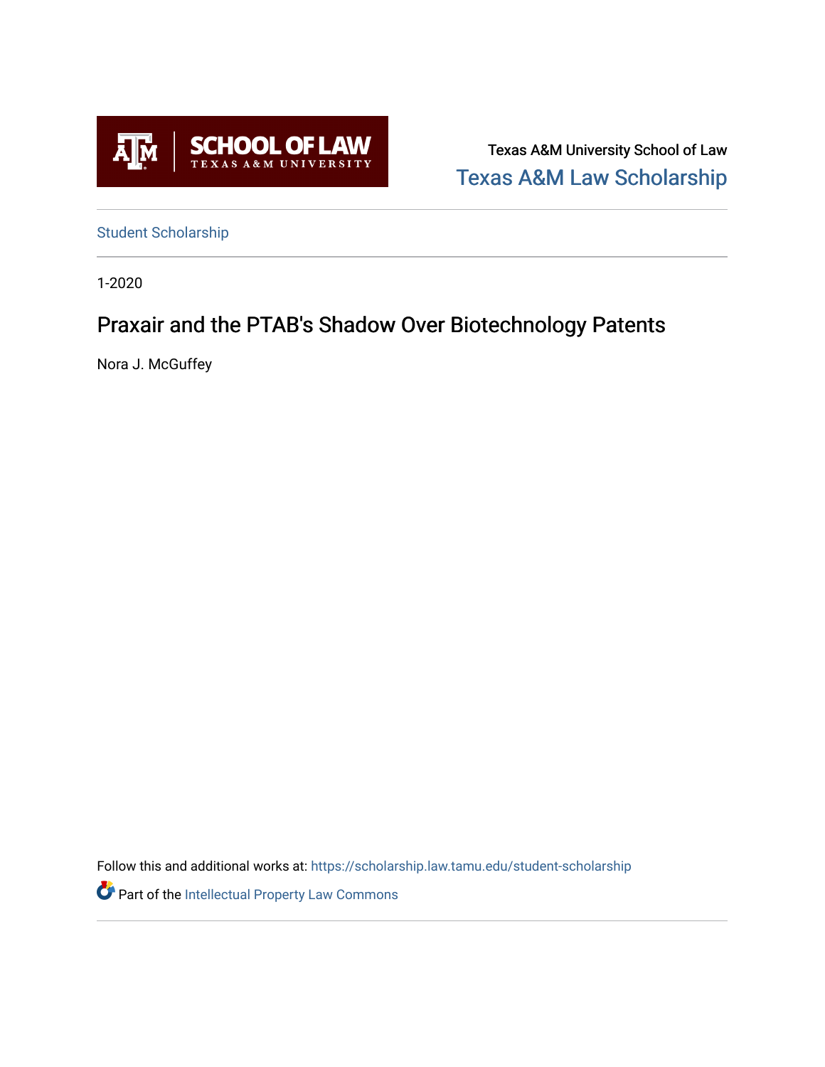Texas A&M University School of Law

Texas A&M Law Scholarship

Student Scholarship

1-2020

# Praxair and the PTAB's Shadow Over Biotechnology Patents

Nora J. McGuffey

Follow this and additional works at: https://scholarship.law.tamu.edu/student-scholarship

Part of the Intellectual Property Law Commons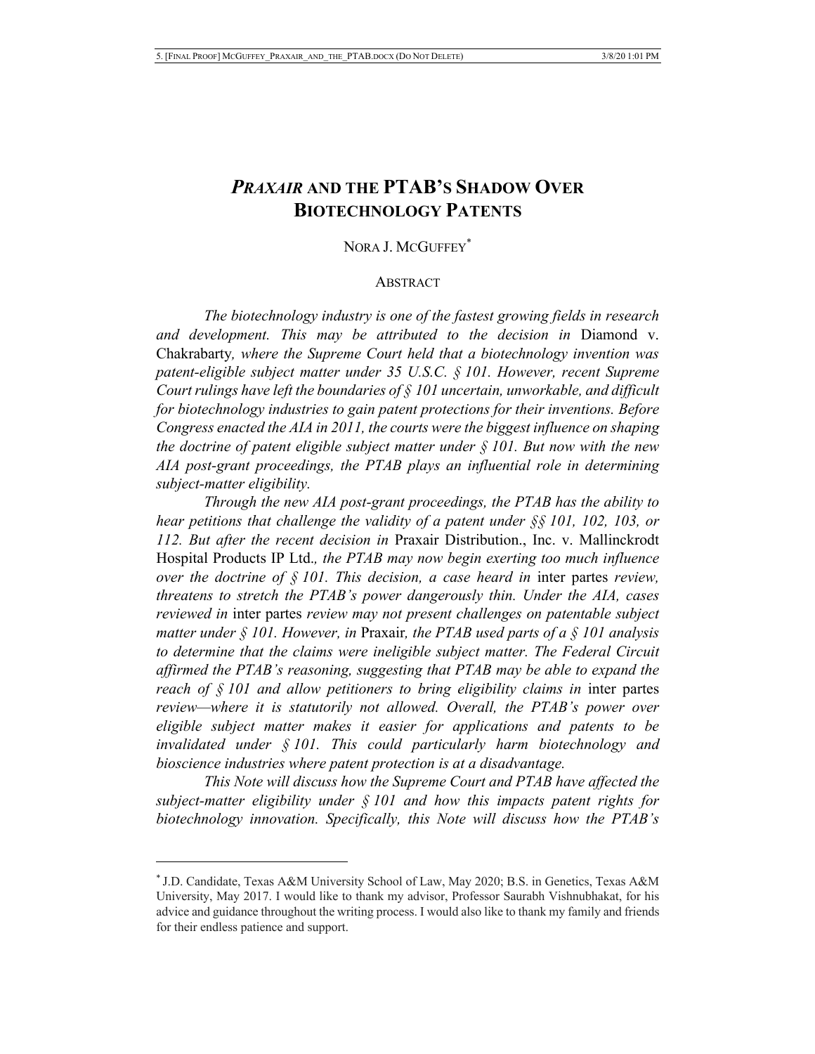# *PRAXAIR* AND THE PTAB'S SHADOW OVER BIOTECHNOLOGY PATENTS

NORA J. MCGUFFEY[*]

ABSTRACT

*The biotechnology industry is one of the fastest growing fields in research and development. This may be attributed to the decision in* Diamond v. Chakrabarty*, where the Supreme Court held that a biotechnology invention was patent-eligible subject matter under 35 U.S.C. § 101. However, recent Supreme Court rulings have left the boundaries of § 101 uncertain, unworkable, and difficult for biotechnology industries to gain patent protections for their inventions. Before Congress enacted the AIA in 2011, the courts were the biggest influence on shaping the doctrine of patent eligible subject matter under § 101. But now with the new AIA post-grant proceedings, the PTAB plays an influential role in determining subject-matter eligibility.*

*Through the new AIA post-grant proceedings, the PTAB has the ability to hear petitions that challenge the validity of a patent under §§ 101, 102, 103, or 112. But after the recent decision in* Praxair Distribution., Inc. v. Mallinckrodt Hospital Products IP Ltd.*, the PTAB may now begin exerting too much influence over the doctrine of § 101. This decision, a case heard in* inter partes *review, threatens to stretch the PTAB's power dangerously thin. Under the AIA, cases reviewed in* inter partes *review may not present challenges on patentable subject matter under § 101. However, in* Praxair*, the PTAB used parts of a § 101 analysis to determine that the claims were ineligible subject matter. The Federal Circuit affirmed the PTAB's reasoning, suggesting that PTAB may be able to expand the reach of § 101 and allow petitioners to bring eligibility claims in* inter partes *review—where it is statutorily not allowed. Overall, the PTAB's power over eligible subject matter makes it easier for applications and patents to be invalidated under § 101. This could particularly harm biotechnology and bioscience industries where patent protection is at a disadvantage.*

*This Note will discuss how the Supreme Court and PTAB have affected the subject-matter eligibility under § 101 and how this impacts patent rights for biotechnology innovation. Specifically, this Note will discuss how the PTAB's*

---

[*] J.D. Candidate, Texas A&M University School of Law, May 2020; B.S. in Genetics, Texas A&M University, May 2017. I would like to thank my advisor, Professor Saurabh Vishnubhakat, for his advice and guidance throughout the writing process. I would also like to thank my family and friends for their endless patience and support.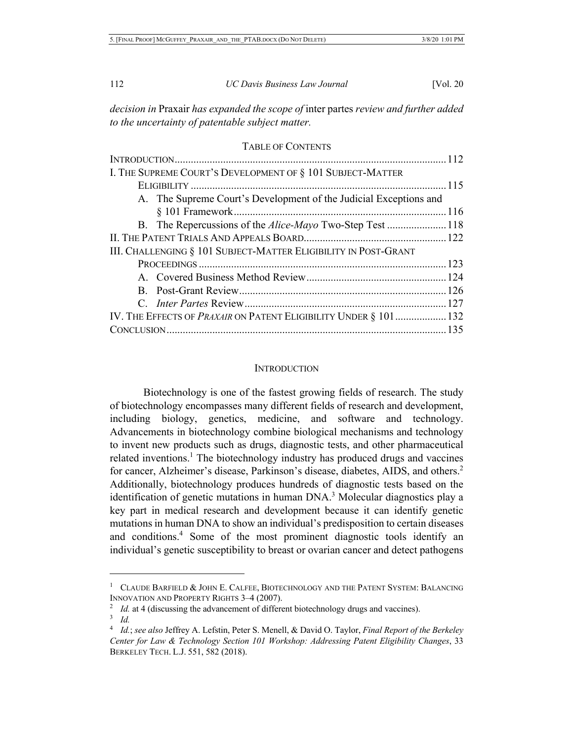*decision in* Praxair *has expanded the scope of* inter partes *review and further added to the uncertainty of patentable subject matter.*

TABLE OF CONTENTS

| | |
|---|---|
| INTRODUCTION | 112 |
| I. THE SUPREME COURT'S DEVELOPMENT OF § 101 SUBJECT-MATTER ELIGIBILITY | 115 |
| A. The Supreme Court's Development of the Judicial Exceptions and § 101 Framework | 116 |
| B. The Repercussions of the *Alice-Mayo* Two-Step Test | 118 |
| II. THE PATENT TRIALS AND APPEALS BOARD | 122 |
| III. CHALLENGING § 101 SUBJECT-MATTER ELIGIBILITY IN POST-GRANT PROCEEDINGS | 123 |
| A. Covered Business Method Review | 124 |
| B. Post-Grant Review | 126 |
| C. *Inter Partes* Review | 127 |
| IV. THE EFFECTS OF *PRAXAIR* ON PATENT ELIGIBILITY UNDER § 101 | 132 |
| CONCLUSION | 135 |

## INTRODUCTION

Biotechnology is one of the fastest growing fields of research. The study of biotechnology encompasses many different fields of research and development, including biology, genetics, medicine, and software and technology. Advancements in biotechnology combine biological mechanisms and technology to invent new products such as drugs, diagnostic tests, and other pharmaceutical related inventions.[1] The biotechnology industry has produced drugs and vaccines for cancer, Alzheimer's disease, Parkinson's disease, diabetes, AIDS, and others.[2] Additionally, biotechnology produces hundreds of diagnostic tests based on the identification of genetic mutations in human DNA.[3] Molecular diagnostics play a key part in medical research and development because it can identify genetic mutations in human DNA to show an individual's predisposition to certain diseases and conditions.[4] Some of the most prominent diagnostic tools identify an individual's genetic susceptibility to breast or ovarian cancer and detect pathogens

---

[1] CLAUDE BARFIELD & JOHN E. CALFEE, BIOTECHNOLOGY AND THE PATENT SYSTEM: BALANCING INNOVATION AND PROPERTY RIGHTS 3–4 (2007).

[2] *Id.* at 4 (discussing the advancement of different biotechnology drugs and vaccines).

[3] *Id.*

[4] *Id.*; *see also* Jeffrey A. Lefstin, Peter S. Menell, & David O. Taylor, *Final Report of the Berkeley Center for Law & Technology Section 101 Workshop: Addressing Patent Eligibility Changes*, 33 BERKELEY TECH. L.J. 551, 582 (2018).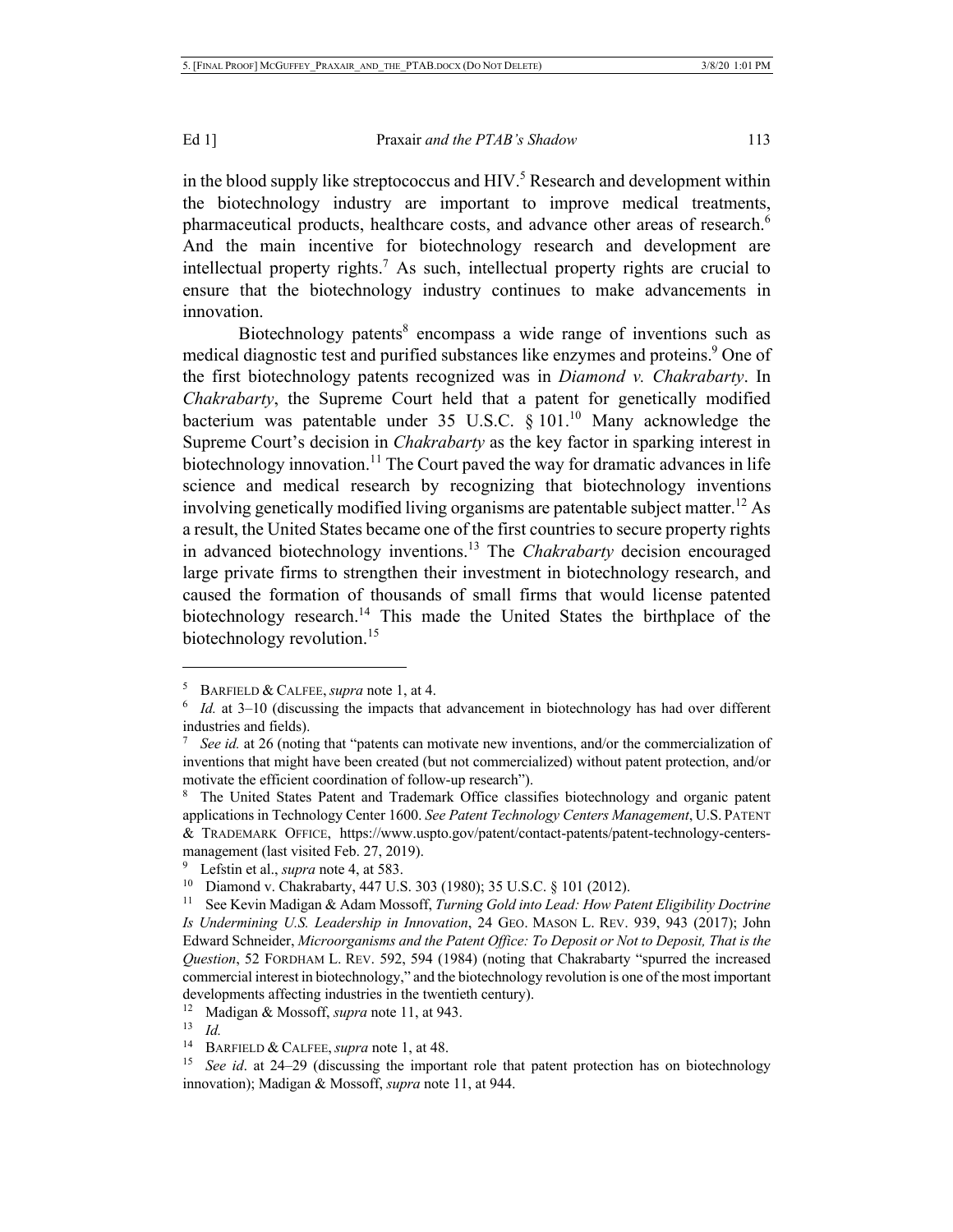in the blood supply like streptococcus and HIV.[5] Research and development within the biotechnology industry are important to improve medical treatments, pharmaceutical products, healthcare costs, and advance other areas of research.[6] And the main incentive for biotechnology research and development are intellectual property rights.[7] As such, intellectual property rights are crucial to ensure that the biotechnology industry continues to make advancements in innovation.

Biotechnology patents[8] encompass a wide range of inventions such as medical diagnostic test and purified substances like enzymes and proteins.[9] One of the first biotechnology patents recognized was in *Diamond v. Chakrabarty*. In *Chakrabarty*, the Supreme Court held that a patent for genetically modified bacterium was patentable under 35 U.S.C. § 101.[10] Many acknowledge the Supreme Court's decision in *Chakrabarty* as the key factor in sparking interest in biotechnology innovation.[11] The Court paved the way for dramatic advances in life science and medical research by recognizing that biotechnology inventions involving genetically modified living organisms are patentable subject matter.[12] As a result, the United States became one of the first countries to secure property rights in advanced biotechnology inventions.[13] The *Chakrabarty* decision encouraged large private firms to strengthen their investment in biotechnology research, and caused the formation of thousands of small firms that would license patented biotechnology research.[14] This made the United States the birthplace of the biotechnology revolution.[15]

---

[5] BARFIELD & CALFEE, *supra* note 1, at 4.

[6] *Id.* at 3–10 (discussing the impacts that advancement in biotechnology has had over different industries and fields).

[7] *See id.* at 26 (noting that "patents can motivate new inventions, and/or the commercialization of inventions that might have been created (but not commercialized) without patent protection, and/or motivate the efficient coordination of follow-up research").

[8] The United States Patent and Trademark Office classifies biotechnology and organic patent applications in Technology Center 1600. *See Patent Technology Centers Management*, U.S. PATENT & TRADEMARK OFFICE, https://www.uspto.gov/patent/contact-patents/patent-technology-centers-management (last visited Feb. 27, 2019).

[9] Lefstin et al., *supra* note 4, at 583.

[10] Diamond v. Chakrabarty, 447 U.S. 303 (1980); 35 U.S.C. § 101 (2012).

[11] See Kevin Madigan & Adam Mossoff, *Turning Gold into Lead: How Patent Eligibility Doctrine Is Undermining U.S. Leadership in Innovation*, 24 GEO. MASON L. REV. 939, 943 (2017); John Edward Schneider, *Microorganisms and the Patent Office: To Deposit or Not to Deposit, That is the Question*, 52 FORDHAM L. REV. 592, 594 (1984) (noting that Chakrabarty "spurred the increased commercial interest in biotechnology," and the biotechnology revolution is one of the most important developments affecting industries in the twentieth century).

[12] Madigan & Mossoff, *supra* note 11, at 943.

[13] *Id.*

[14] BARFIELD & CALFEE, *supra* note 1, at 48.

[15] *See id*. at 24–29 (discussing the important role that patent protection has on biotechnology innovation); Madigan & Mossoff, *supra* note 11, at 944.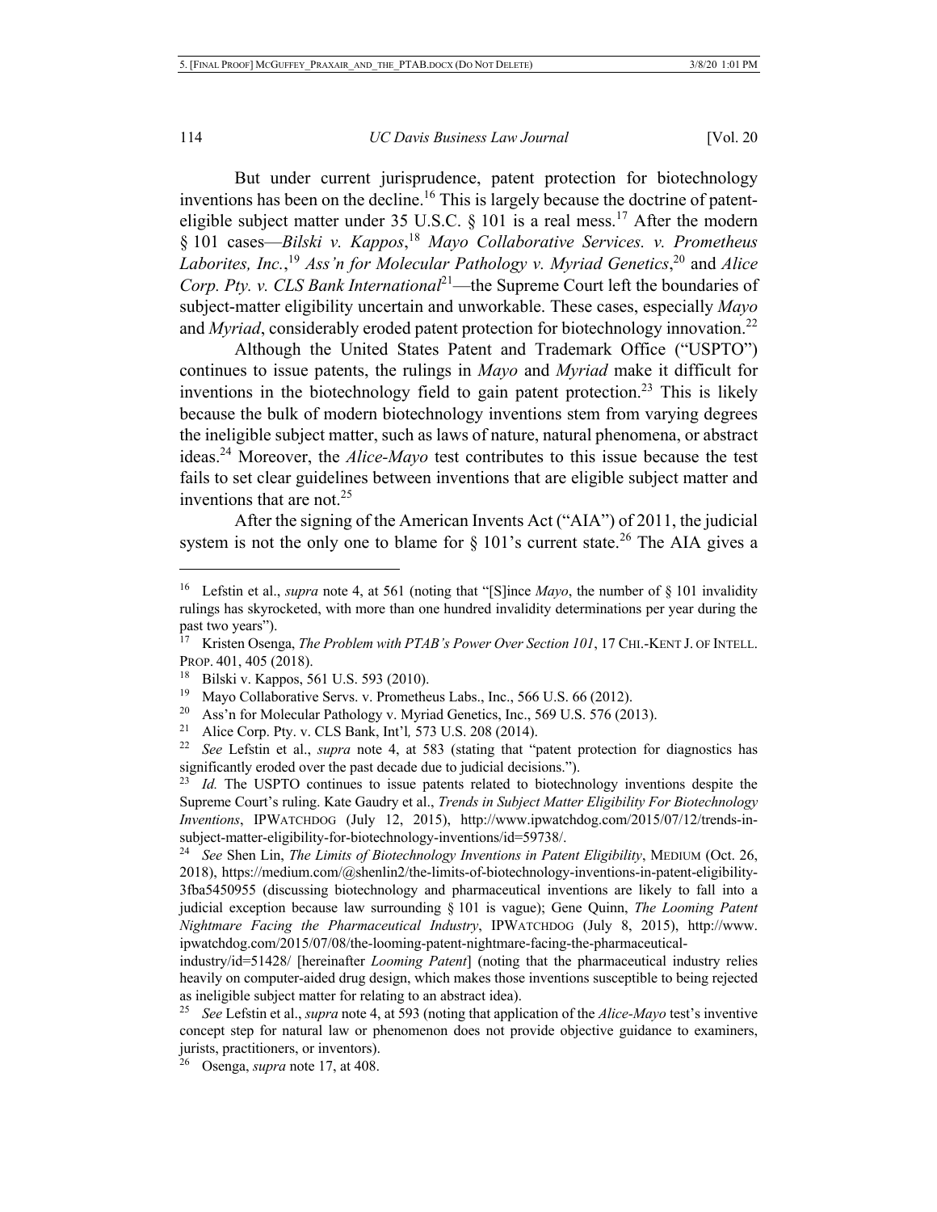But under current jurisprudence, patent protection for biotechnology inventions has been on the decline.[16] This is largely because the doctrine of patent-eligible subject matter under 35 U.S.C. § 101 is a real mess.[17] After the modern § 101 cases—*Bilski v. Kappos*,[18] *Mayo Collaborative Services. v. Prometheus Laborites, Inc.*,[19] *Ass'n for Molecular Pathology v. Myriad Genetics*,[20] and *Alice Corp. Pty. v. CLS Bank International*[21]—the Supreme Court left the boundaries of subject-matter eligibility uncertain and unworkable. These cases, especially *Mayo* and *Myriad*, considerably eroded patent protection for biotechnology innovation.[22]

Although the United States Patent and Trademark Office ("USPTO") continues to issue patents, the rulings in *Mayo* and *Myriad* make it difficult for inventions in the biotechnology field to gain patent protection.[23] This is likely because the bulk of modern biotechnology inventions stem from varying degrees the ineligible subject matter, such as laws of nature, natural phenomena, or abstract ideas.[24] Moreover, the *Alice-Mayo* test contributes to this issue because the test fails to set clear guidelines between inventions that are eligible subject matter and inventions that are not.[25]

After the signing of the American Invents Act ("AIA") of 2011, the judicial system is not the only one to blame for § 101's current state.[26] The AIA gives a

---

[16] Lefstin et al., *supra* note 4, at 561 (noting that "[S]ince *Mayo*, the number of § 101 invalidity rulings has skyrocketed, with more than one hundred invalidity determinations per year during the past two years").

[17] Kristen Osenga, *The Problem with PTAB's Power Over Section 101*, 17 CHI.-KENT J. OF INTELL. PROP. 401, 405 (2018).

[18] Bilski v. Kappos, 561 U.S. 593 (2010).

[19] Mayo Collaborative Servs. v. Prometheus Labs., Inc., 566 U.S. 66 (2012).

[20] Ass'n for Molecular Pathology v. Myriad Genetics, Inc., 569 U.S. 576 (2013).

[21] Alice Corp. Pty. v. CLS Bank, Int'l*,* 573 U.S. 208 (2014).

[22] *See* Lefstin et al., *supra* note 4, at 583 (stating that "patent protection for diagnostics has significantly eroded over the past decade due to judicial decisions.").

[23] *Id.* The USPTO continues to issue patents related to biotechnology inventions despite the Supreme Court's ruling. Kate Gaudry et al., *Trends in Subject Matter Eligibility For Biotechnology Inventions*, IPWATCHDOG (July 12, 2015), http://www.ipwatchdog.com/2015/07/12/trends-in-subject-matter-eligibility-for-biotechnology-inventions/id=59738/.

[24] *See* Shen Lin, *The Limits of Biotechnology Inventions in Patent Eligibility*, MEDIUM (Oct. 26, 2018), https://medium.com/@shenlin2/the-limits-of-biotechnology-inventions-in-patent-eligibility-3fba5450955 (discussing biotechnology and pharmaceutical inventions are likely to fall into a judicial exception because law surrounding § 101 is vague); Gene Quinn, *The Looming Patent Nightmare Facing the Pharmaceutical Industry*, IPWATCHDOG (July 8, 2015), http://www.ipwatchdog.com/2015/07/08/the-looming-patent-nightmare-facing-the-pharmaceutical-industry/id=51428/ [hereinafter *Looming Patent*] (noting that the pharmaceutical industry relies heavily on computer-aided drug design, which makes those inventions susceptible to being rejected as ineligible subject matter for relating to an abstract idea).

[25] *See* Lefstin et al., *supra* note 4, at 593 (noting that application of the *Alice-Mayo* test's inventive concept step for natural law or phenomenon does not provide objective guidance to examiners, jurists, practitioners, or inventors).

[26] Osenga, *supra* note 17, at 408.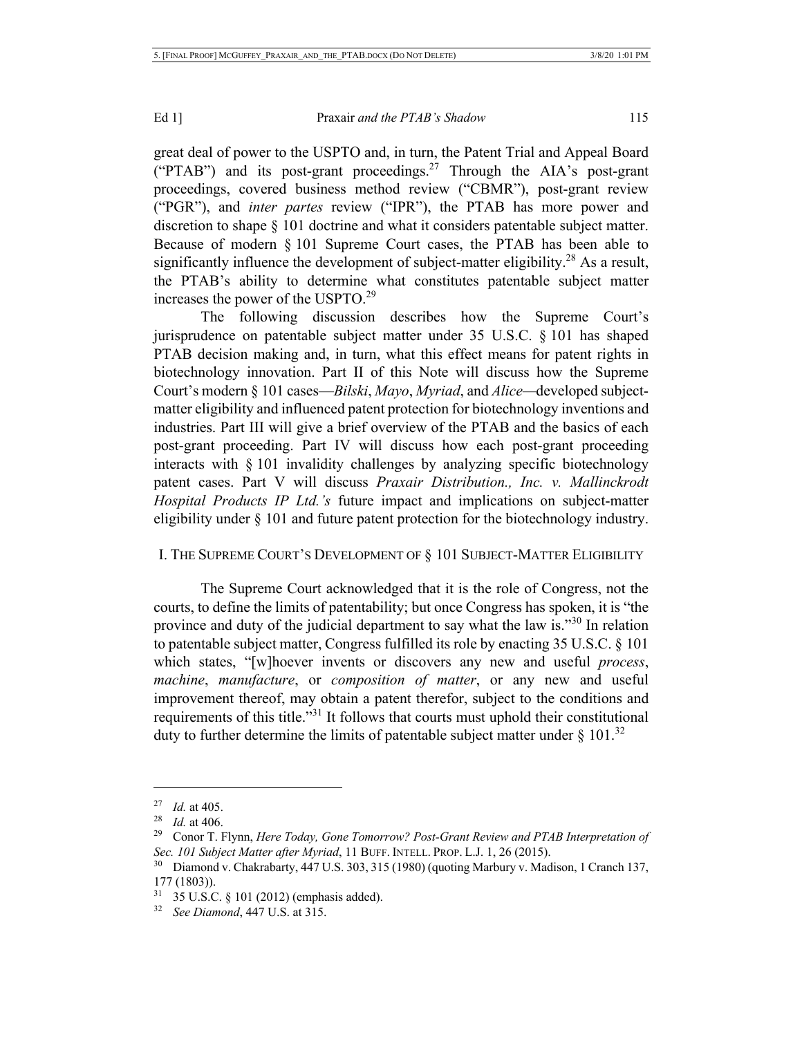great deal of power to the USPTO and, in turn, the Patent Trial and Appeal Board ("PTAB") and its post-grant proceedings.[27] Through the AIA's post-grant proceedings, covered business method review ("CBMR"), post-grant review ("PGR"), and *inter partes* review ("IPR"), the PTAB has more power and discretion to shape § 101 doctrine and what it considers patentable subject matter. Because of modern § 101 Supreme Court cases, the PTAB has been able to significantly influence the development of subject-matter eligibility.[28] As a result, the PTAB's ability to determine what constitutes patentable subject matter increases the power of the USPTO.[29]

The following discussion describes how the Supreme Court's jurisprudence on patentable subject matter under 35 U.S.C. § 101 has shaped PTAB decision making and, in turn, what this effect means for patent rights in biotechnology innovation. Part II of this Note will discuss how the Supreme Court's modern § 101 cases—*Bilski*, *Mayo*, *Myriad*, and *Alice*—developed subject-matter eligibility and influenced patent protection for biotechnology inventions and industries. Part III will give a brief overview of the PTAB and the basics of each post-grant proceeding. Part IV will discuss how each post-grant proceeding interacts with § 101 invalidity challenges by analyzing specific biotechnology patent cases. Part V will discuss *Praxair Distribution., Inc. v. Mallinckrodt Hospital Products IP Ltd.'s* future impact and implications on subject-matter eligibility under § 101 and future patent protection for the biotechnology industry.

## I. The Supreme Court's Development of § 101 Subject-Matter Eligibility

The Supreme Court acknowledged that it is the role of Congress, not the courts, to define the limits of patentability; but once Congress has spoken, it is "the province and duty of the judicial department to say what the law is."[30] In relation to patentable subject matter, Congress fulfilled its role by enacting 35 U.S.C. § 101 which states, "[w]hoever invents or discovers any new and useful *process*, *machine*, *manufacture*, or *composition of matter*, or any new and useful improvement thereof, may obtain a patent therefor, subject to the conditions and requirements of this title."[31] It follows that courts must uphold their constitutional duty to further determine the limits of patentable subject matter under § 101.[32]

---

[27] *Id.* at 405.

[28] *Id.* at 406.

[29] Conor T. Flynn, *Here Today, Gone Tomorrow? Post-Grant Review and PTAB Interpretation of Sec. 101 Subject Matter after Myriad*, 11 Buff. Intell. Prop. L.J. 1, 26 (2015).

[30] Diamond v. Chakrabarty, 447 U.S. 303, 315 (1980) (quoting Marbury v. Madison, 1 Cranch 137, 177 (1803)).

[31] 35 U.S.C. § 101 (2012) (emphasis added).

[32] *See Diamond*, 447 U.S. at 315.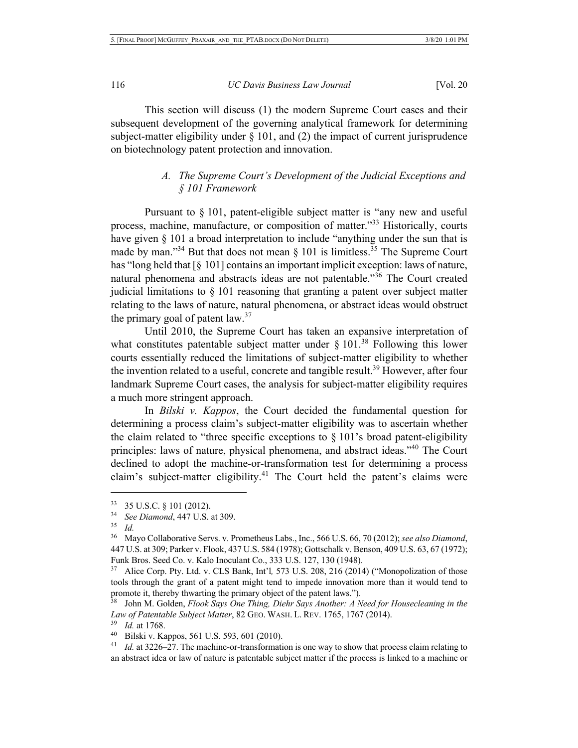This section will discuss (1) the modern Supreme Court cases and their subsequent development of the governing analytical framework for determining subject-matter eligibility under § 101, and (2) the impact of current jurisprudence on biotechnology patent protection and innovation.

### A. *The Supreme Court's Development of the Judicial Exceptions and § 101 Framework*

Pursuant to § 101, patent-eligible subject matter is "any new and useful process, machine, manufacture, or composition of matter."[33] Historically, courts have given § 101 a broad interpretation to include "anything under the sun that is made by man."[34] But that does not mean § 101 is limitless.[35] The Supreme Court has "long held that [§ 101] contains an important implicit exception: laws of nature, natural phenomena and abstracts ideas are not patentable."[36] The Court created judicial limitations to § 101 reasoning that granting a patent over subject matter relating to the laws of nature, natural phenomena, or abstract ideas would obstruct the primary goal of patent law.[37]

Until 2010, the Supreme Court has taken an expansive interpretation of what constitutes patentable subject matter under § 101.[38] Following this lower courts essentially reduced the limitations of subject-matter eligibility to whether the invention related to a useful, concrete and tangible result.[39] However, after four landmark Supreme Court cases, the analysis for subject-matter eligibility requires a much more stringent approach.

In *Bilski v. Kappos*, the Court decided the fundamental question for determining a process claim's subject-matter eligibility was to ascertain whether the claim related to "three specific exceptions to § 101's broad patent-eligibility principles: laws of nature, physical phenomena, and abstract ideas."[40] The Court declined to adopt the machine-or-transformation test for determining a process claim's subject-matter eligibility.[41] The Court held the patent's claims were

---

[33] 35 U.S.C. § 101 (2012).

[34] *See Diamond*, 447 U.S. at 309.

[35] *Id.*

[36] Mayo Collaborative Servs. v. Prometheus Labs., Inc., 566 U.S. 66, 70 (2012); *see also Diamond*, 447 U.S. at 309; Parker v. Flook, 437 U.S. 584 (1978); Gottschalk v. Benson, 409 U.S. 63, 67 (1972); Funk Bros. Seed Co. v. Kalo Inoculant Co., 333 U.S. 127, 130 (1948).

[37] Alice Corp. Pty. Ltd. v. CLS Bank, Int'l*,* 573 U.S. 208, 216 (2014) ("Monopolization of those tools through the grant of a patent might tend to impede innovation more than it would tend to promote it, thereby thwarting the primary object of the patent laws.").

[38] John M. Golden, *Flook Says One Thing, Diehr Says Another: A Need for Housecleaning in the Law of Patentable Subject Matter*, 82 GEO. WASH. L. REV. 1765, 1767 (2014).

[39] *Id.* at 1768.

[40] Bilski v. Kappos, 561 U.S. 593, 601 (2010).

[41] *Id.* at 3226–27. The machine-or-transformation is one way to show that process claim relating to an abstract idea or law of nature is patentable subject matter if the process is linked to a machine or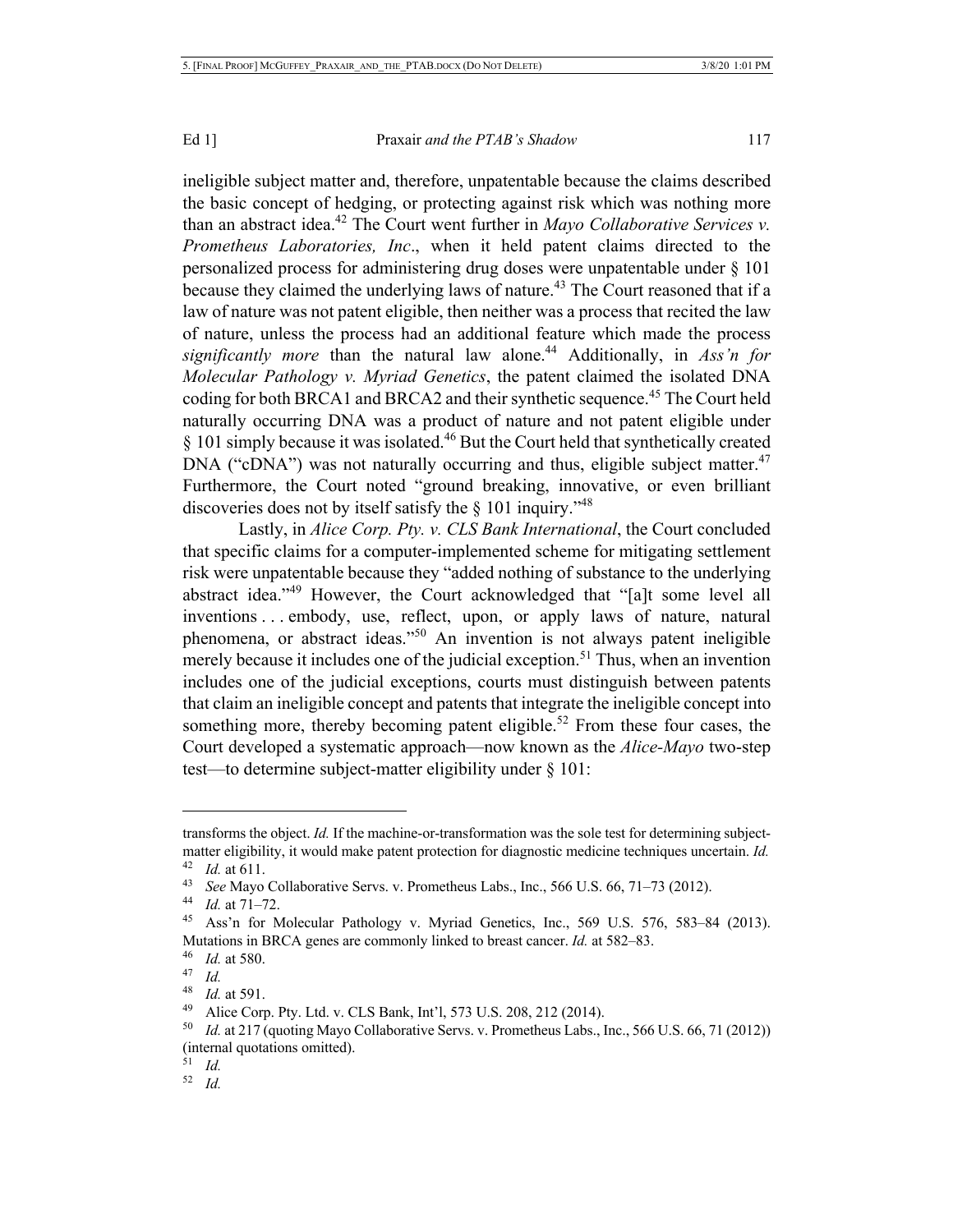ineligible subject matter and, therefore, unpatentable because the claims described the basic concept of hedging, or protecting against risk which was nothing more than an abstract idea.[42] The Court went further in *Mayo Collaborative Services v. Prometheus Laboratories, Inc*., when it held patent claims directed to the personalized process for administering drug doses were unpatentable under § 101 because they claimed the underlying laws of nature.[43] The Court reasoned that if a law of nature was not patent eligible, then neither was a process that recited the law of nature, unless the process had an additional feature which made the process *significantly more* than the natural law alone.[44] Additionally, in *Ass'n for Molecular Pathology v. Myriad Genetics*, the patent claimed the isolated DNA coding for both BRCA1 and BRCA2 and their synthetic sequence.[45] The Court held naturally occurring DNA was a product of nature and not patent eligible under § 101 simply because it was isolated.[46] But the Court held that synthetically created DNA ("cDNA") was not naturally occurring and thus, eligible subject matter.[47] Furthermore, the Court noted "ground breaking, innovative, or even brilliant discoveries does not by itself satisfy the § 101 inquiry."[48]

Lastly, in *Alice Corp. Pty. v. CLS Bank International*, the Court concluded that specific claims for a computer-implemented scheme for mitigating settlement risk were unpatentable because they "added nothing of substance to the underlying abstract idea."[49] However, the Court acknowledged that "[a]t some level all inventions . . . embody, use, reflect, upon, or apply laws of nature, natural phenomena, or abstract ideas."[50] An invention is not always patent ineligible merely because it includes one of the judicial exception.[51] Thus, when an invention includes one of the judicial exceptions, courts must distinguish between patents that claim an ineligible concept and patents that integrate the ineligible concept into something more, thereby becoming patent eligible.[52] From these four cases, the Court developed a systematic approach—now known as the *Alice-Mayo* two-step test—to determine subject-matter eligibility under § 101:

---

transforms the object. *Id.* If the machine-or-transformation was the sole test for determining subject-matter eligibility, it would make patent protection for diagnostic medicine techniques uncertain. *Id.*

[42] *Id.* at 611.

[43] *See* Mayo Collaborative Servs. v. Prometheus Labs., Inc., 566 U.S. 66, 71–73 (2012).

[44] *Id.* at 71–72.

[45] Ass'n for Molecular Pathology v. Myriad Genetics, Inc., 569 U.S. 576, 583–84 (2013). Mutations in BRCA genes are commonly linked to breast cancer. *Id.* at 582–83.

[46] *Id.* at 580.

[47] *Id.*

[48] *Id.* at 591.

[49] Alice Corp. Pty. Ltd. v. CLS Bank, Int'l, 573 U.S. 208, 212 (2014).

[50] *Id.* at 217 (quoting Mayo Collaborative Servs. v. Prometheus Labs., Inc., 566 U.S. 66, 71 (2012)) (internal quotations omitted).

[51] *Id.*

[52] *Id.*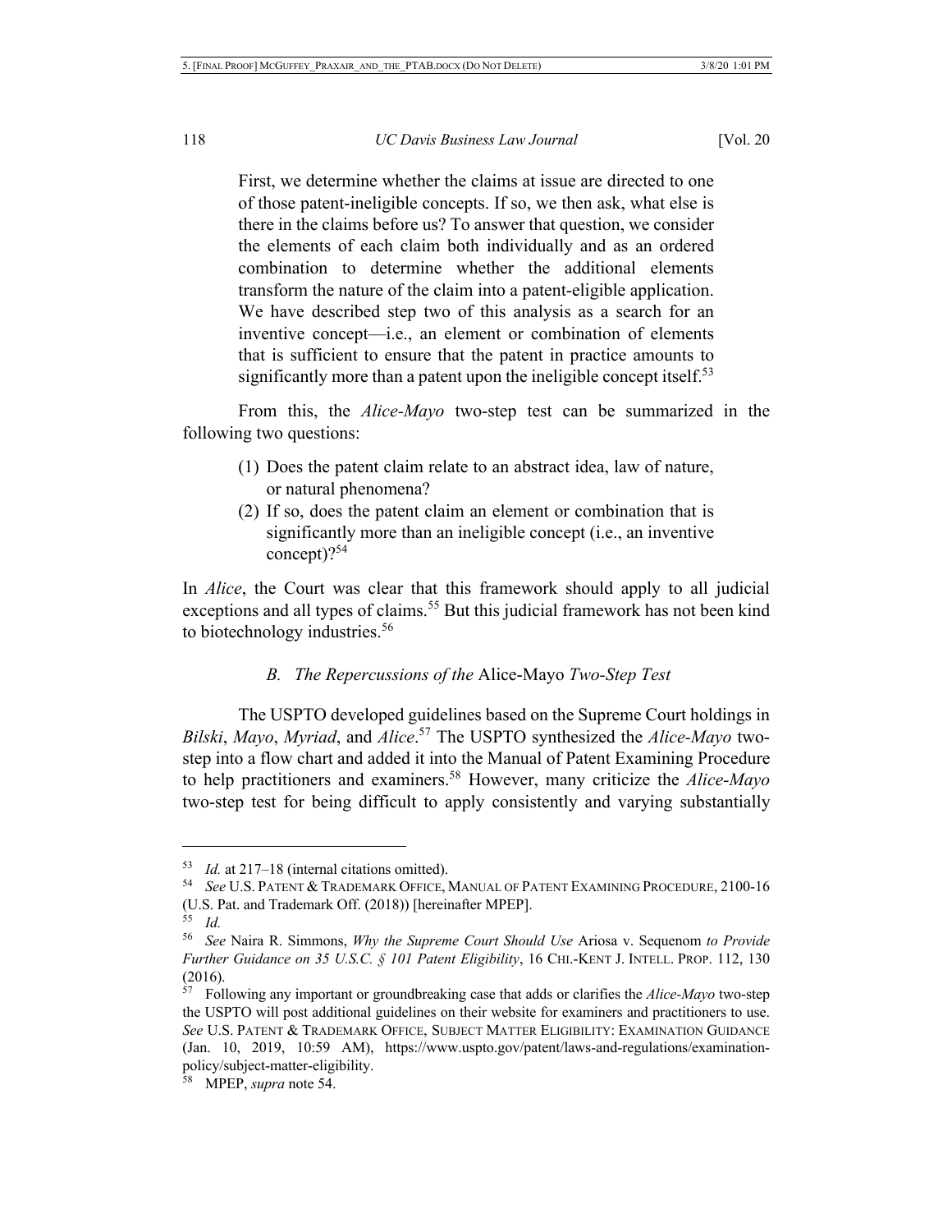> First, we determine whether the claims at issue are directed to one of those patent-ineligible concepts. If so, we then ask, what else is there in the claims before us? To answer that question, we consider the elements of each claim both individually and as an ordered combination to determine whether the additional elements transform the nature of the claim into a patent-eligible application. We have described step two of this analysis as a search for an inventive concept—i.e., an element or combination of elements that is sufficient to ensure that the patent in practice amounts to significantly more than a patent upon the ineligible concept itself.[53]

From this, the *Alice-Mayo* two-step test can be summarized in the following two questions:

1. Does the patent claim relate to an abstract idea, law of nature, or natural phenomena?
2. If so, does the patent claim an element or combination that is significantly more than an ineligible concept (i.e., an inventive concept)?[54]

In *Alice*, the Court was clear that this framework should apply to all judicial exceptions and all types of claims.[55] But this judicial framework has not been kind to biotechnology industries.[56]

### B. The Repercussions of the *Alice-Mayo* Two-Step Test

The USPTO developed guidelines based on the Supreme Court holdings in *Bilski*, *Mayo*, *Myriad*, and *Alice*.[57] The USPTO synthesized the *Alice-Mayo* two-step into a flow chart and added it into the Manual of Patent Examining Procedure to help practitioners and examiners.[58] However, many criticize the *Alice-Mayo* two-step test for being difficult to apply consistently and varying substantially

---

[53] *Id.* at 217–18 (internal citations omitted).

[54] *See* U.S. PATENT & TRADEMARK OFFICE, MANUAL OF PATENT EXAMINING PROCEDURE, 2100-16 (U.S. Pat. and Trademark Off. (2018)) [hereinafter MPEP].

[55] *Id.*

[56] *See* Naira R. Simmons, *Why the Supreme Court Should Use* Ariosa v. Sequenom *to Provide Further Guidance on 35 U.S.C. § 101 Patent Eligibility*, 16 CHI.-KENT J. INTELL. PROP. 112, 130 (2016).

[57] Following any important or groundbreaking case that adds or clarifies the *Alice-Mayo* two-step the USPTO will post additional guidelines on their website for examiners and practitioners to use. *See* U.S. PATENT & TRADEMARK OFFICE, SUBJECT MATTER ELIGIBILITY: EXAMINATION GUIDANCE (Jan. 10, 2019, 10:59 AM), https://www.uspto.gov/patent/laws-and-regulations/examination-policy/subject-matter-eligibility.

[58] MPEP, *supra* note 54.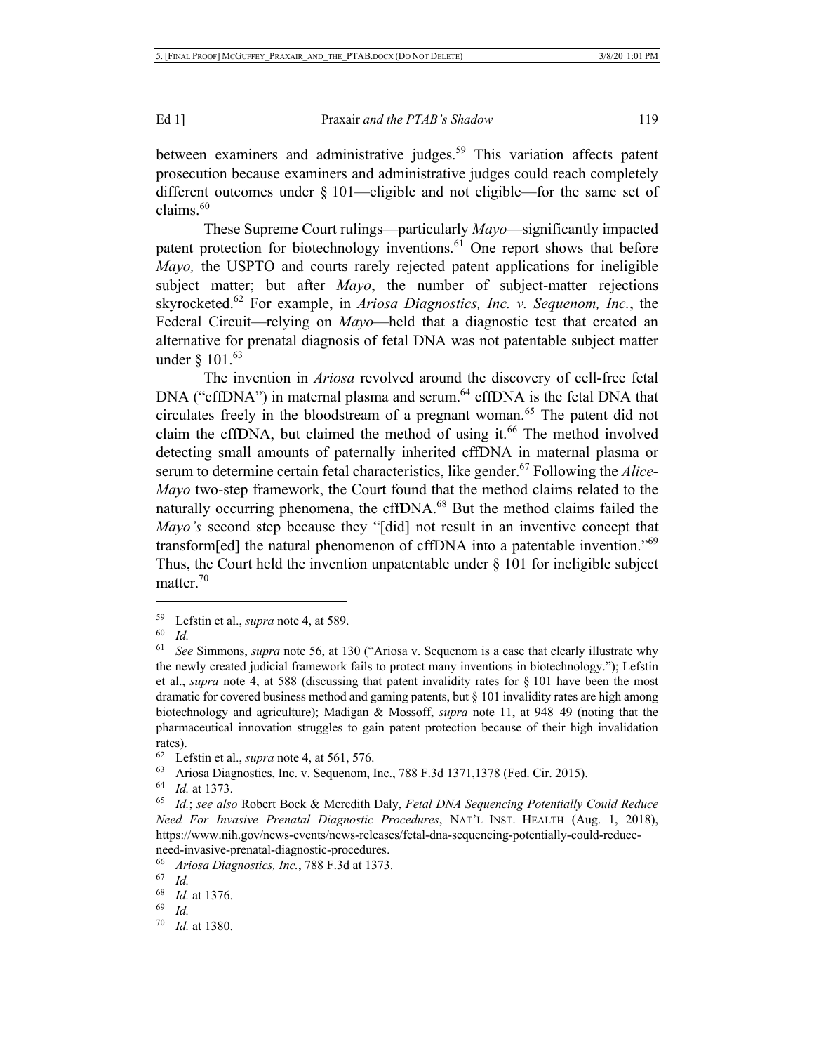between examiners and administrative judges.[59] This variation affects patent prosecution because examiners and administrative judges could reach completely different outcomes under § 101—eligible and not eligible—for the same set of claims.[60]

These Supreme Court rulings—particularly *Mayo*—significantly impacted patent protection for biotechnology inventions.[61] One report shows that before *Mayo,* the USPTO and courts rarely rejected patent applications for ineligible subject matter; but after *Mayo*, the number of subject-matter rejections skyrocketed.[62] For example, in *Ariosa Diagnostics, Inc. v. Sequenom, Inc.*, the Federal Circuit—relying on *Mayo*—held that a diagnostic test that created an alternative for prenatal diagnosis of fetal DNA was not patentable subject matter under § 101.[63]

The invention in *Ariosa* revolved around the discovery of cell-free fetal DNA ("cffDNA") in maternal plasma and serum.[64] cffDNA is the fetal DNA that circulates freely in the bloodstream of a pregnant woman.[65] The patent did not claim the cffDNA, but claimed the method of using it.[66] The method involved detecting small amounts of paternally inherited cffDNA in maternal plasma or serum to determine certain fetal characteristics, like gender.[67] Following the *Alice-Mayo* two-step framework, the Court found that the method claims related to the naturally occurring phenomena, the cffDNA.[68] But the method claims failed the *Mayo's* second step because they "[did] not result in an inventive concept that transform[ed] the natural phenomenon of cffDNA into a patentable invention."[69] Thus, the Court held the invention unpatentable under § 101 for ineligible subject matter.[70]

---

[59] Lefstin et al., *supra* note 4, at 589.

[60] *Id.*

[61] *See* Simmons, *supra* note 56, at 130 ("Ariosa v. Sequenom is a case that clearly illustrate why the newly created judicial framework fails to protect many inventions in biotechnology."); Lefstin et al., *supra* note 4, at 588 (discussing that patent invalidity rates for § 101 have been the most dramatic for covered business method and gaming patents, but § 101 invalidity rates are high among biotechnology and agriculture); Madigan & Mossoff, *supra* note 11, at 948–49 (noting that the pharmaceutical innovation struggles to gain patent protection because of their high invalidation rates).

[62] Lefstin et al., *supra* note 4, at 561, 576.

[63] Ariosa Diagnostics, Inc. v. Sequenom, Inc., 788 F.3d 1371,1378 (Fed. Cir. 2015).

[64] *Id.* at 1373.

[65] *Id.*; *see also* Robert Bock & Meredith Daly, *Fetal DNA Sequencing Potentially Could Reduce Need For Invasive Prenatal Diagnostic Procedures*, NAT'L INST. HEALTH (Aug. 1, 2018), https://www.nih.gov/news-events/news-releases/fetal-dna-sequencing-potentially-could-reduce-need-invasive-prenatal-diagnostic-procedures.

[66] *Ariosa Diagnostics, Inc.*, 788 F.3d at 1373.

[67] *Id.*

[68] *Id.* at 1376.

[69] *Id.*

[70] *Id.* at 1380.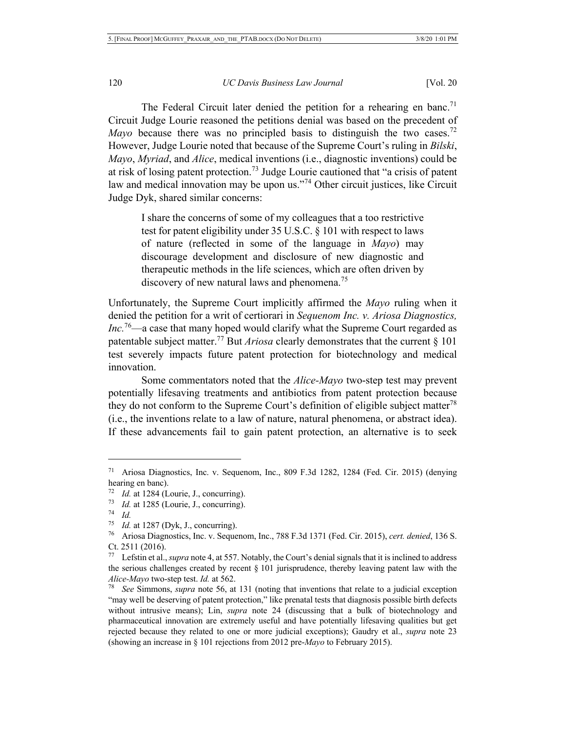The Federal Circuit later denied the petition for a rehearing en banc.[71] Circuit Judge Lourie reasoned the petitions denial was based on the precedent of *Mayo* because there was no principled basis to distinguish the two cases.[72] However, Judge Lourie noted that because of the Supreme Court's ruling in *Bilski*, *Mayo*, *Myriad*, and *Alice*, medical inventions (i.e., diagnostic inventions) could be at risk of losing patent protection.[73] Judge Lourie cautioned that "a crisis of patent law and medical innovation may be upon us."[74] Other circuit justices, like Circuit Judge Dyk, shared similar concerns:

> I share the concerns of some of my colleagues that a too restrictive test for patent eligibility under 35 U.S.C. § 101 with respect to laws of nature (reflected in some of the language in *Mayo*) may discourage development and disclosure of new diagnostic and therapeutic methods in the life sciences, which are often driven by discovery of new natural laws and phenomena.[75]

Unfortunately, the Supreme Court implicitly affirmed the *Mayo* ruling when it denied the petition for a writ of certiorari in *Sequenom Inc. v. Ariosa Diagnostics, Inc.*[76]—a case that many hoped would clarify what the Supreme Court regarded as patentable subject matter.[77] But *Ariosa* clearly demonstrates that the current § 101 test severely impacts future patent protection for biotechnology and medical innovation.

Some commentators noted that the *Alice-Mayo* two-step test may prevent potentially lifesaving treatments and antibiotics from patent protection because they do not conform to the Supreme Court's definition of eligible subject matter[78] (i.e., the inventions relate to a law of nature, natural phenomena, or abstract idea). If these advancements fail to gain patent protection, an alternative is to seek

---

[71] Ariosa Diagnostics, Inc. v. Sequenom, Inc., 809 F.3d 1282, 1284 (Fed. Cir. 2015) (denying hearing en banc).

[72] *Id.* at 1284 (Lourie, J., concurring).

[73] *Id.* at 1285 (Lourie, J., concurring).

[74] *Id.*

[75] *Id.* at 1287 (Dyk, J., concurring).

[76] Ariosa Diagnostics, Inc. v. Sequenom, Inc., 788 F.3d 1371 (Fed. Cir. 2015), *cert. denied*, 136 S. Ct. 2511 (2016).

[77] Lefstin et al., *supra* note 4, at 557. Notably, the Court's denial signals that it is inclined to address the serious challenges created by recent § 101 jurisprudence, thereby leaving patent law with the *Alice-Mayo* two-step test. *Id.* at 562.

[78] *See* Simmons, *supra* note 56, at 131 (noting that inventions that relate to a judicial exception "may well be deserving of patent protection," like prenatal tests that diagnosis possible birth defects without intrusive means); Lin, *supra* note 24 (discussing that a bulk of biotechnology and pharmaceutical innovation are extremely useful and have potentially lifesaving qualities but get rejected because they related to one or more judicial exceptions); Gaudry et al., *supra* note 23 (showing an increase in § 101 rejections from 2012 pre-*Mayo* to February 2015).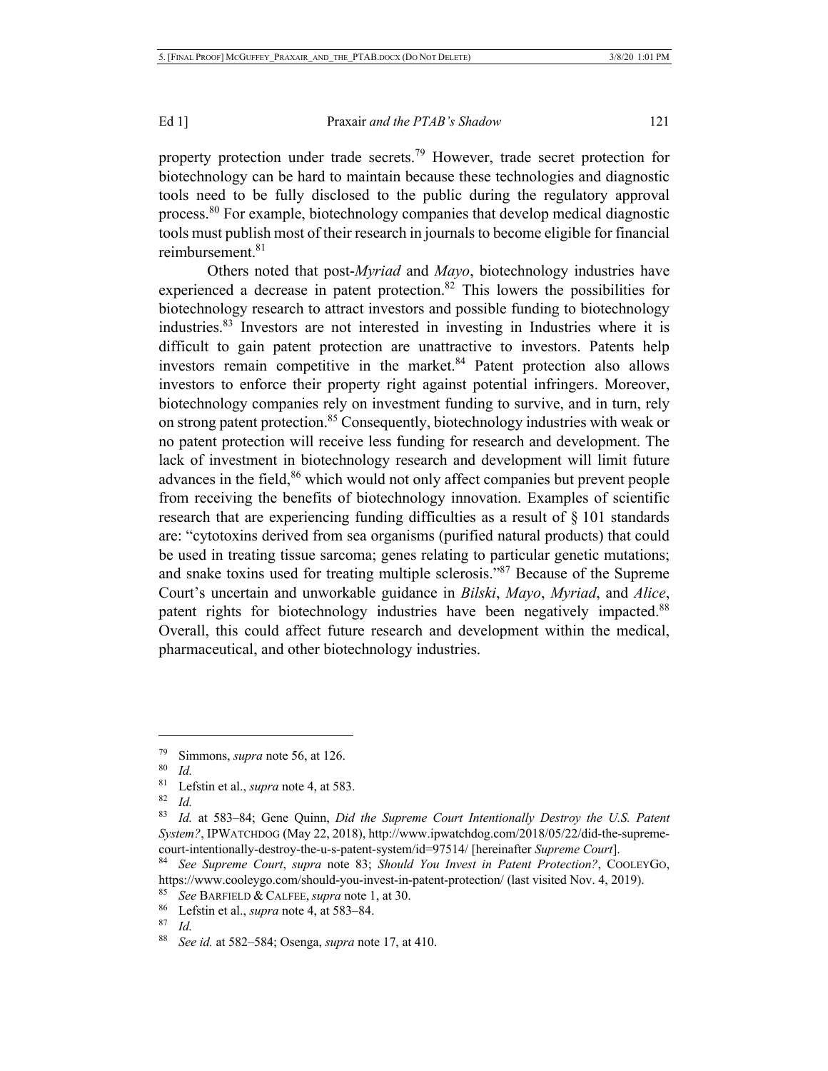property protection under trade secrets.[79] However, trade secret protection for biotechnology can be hard to maintain because these technologies and diagnostic tools need to be fully disclosed to the public during the regulatory approval process.[80] For example, biotechnology companies that develop medical diagnostic tools must publish most of their research in journals to become eligible for financial reimbursement.[81]

Others noted that post-*Myriad* and *Mayo*, biotechnology industries have experienced a decrease in patent protection.[82] This lowers the possibilities for biotechnology research to attract investors and possible funding to biotechnology industries.[83] Investors are not interested in investing in Industries where it is difficult to gain patent protection are unattractive to investors. Patents help investors remain competitive in the market.[84] Patent protection also allows investors to enforce their property right against potential infringers. Moreover, biotechnology companies rely on investment funding to survive, and in turn, rely on strong patent protection.[85] Consequently, biotechnology industries with weak or no patent protection will receive less funding for research and development. The lack of investment in biotechnology research and development will limit future advances in the field,[86] which would not only affect companies but prevent people from receiving the benefits of biotechnology innovation. Examples of scientific research that are experiencing funding difficulties as a result of § 101 standards are: "cytotoxins derived from sea organisms (purified natural products) that could be used in treating tissue sarcoma; genes relating to particular genetic mutations; and snake toxins used for treating multiple sclerosis."[87] Because of the Supreme Court's uncertain and unworkable guidance in *Bilski*, *Mayo*, *Myriad*, and *Alice*, patent rights for biotechnology industries have been negatively impacted.[88] Overall, this could affect future research and development within the medical, pharmaceutical, and other biotechnology industries.

---

[79] Simmons, *supra* note 56, at 126.

[80] *Id.*

[81] Lefstin et al., *supra* note 4, at 583.

[82] *Id.*

[83] *Id.* at 583–84; Gene Quinn, *Did the Supreme Court Intentionally Destroy the U.S. Patent System?*, IPWATCHDOG (May 22, 2018), http://www.ipwatchdog.com/2018/05/22/did-the-supreme-court-intentionally-destroy-the-u-s-patent-system/id=97514/ [hereinafter *Supreme Court*].

[84] *See Supreme Court*, *supra* note 83; *Should You Invest in Patent Protection?*, COOLEYGO, https://www.cooleygo.com/should-you-invest-in-patent-protection/ (last visited Nov. 4, 2019).

[85] *See* BARFIELD & CALFEE, *supra* note 1, at 30.

[86] Lefstin et al., *supra* note 4, at 583–84.

[87] *Id.*

[88] *See id.* at 582–584; Osenga, *supra* note 17, at 410.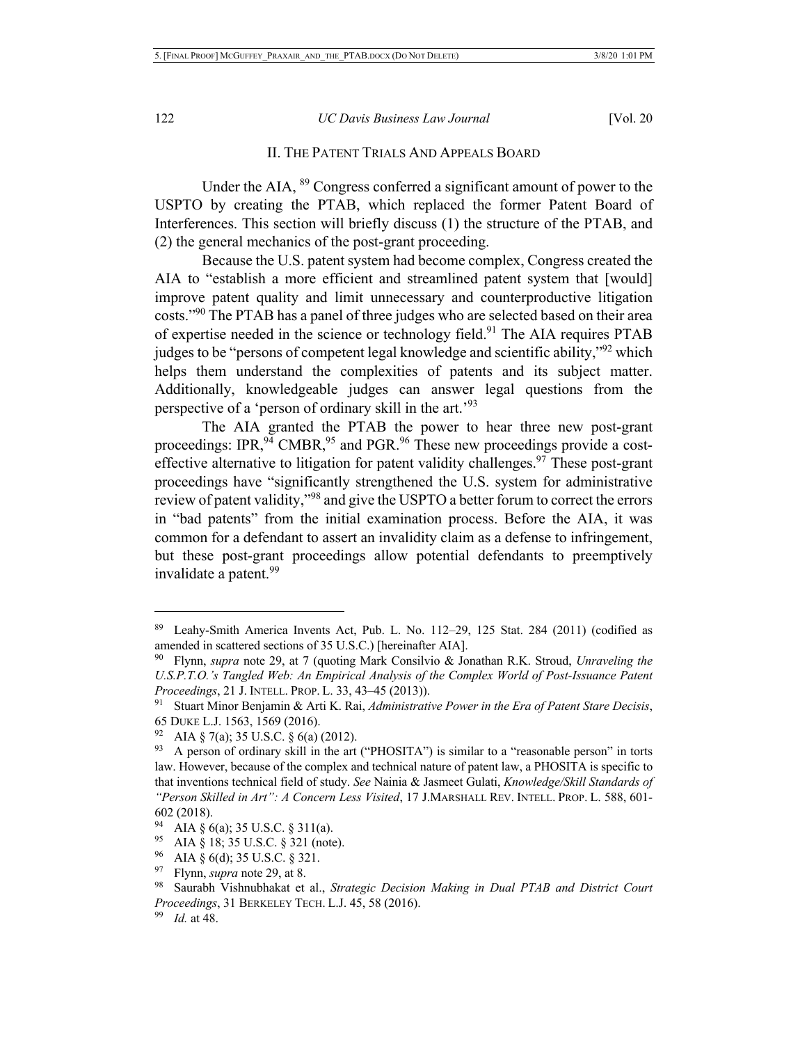## II. THE PATENT TRIALS AND APPEALS BOARD

Under the AIA, [89] Congress conferred a significant amount of power to the USPTO by creating the PTAB, which replaced the former Patent Board of Interferences. This section will briefly discuss (1) the structure of the PTAB, and (2) the general mechanics of the post-grant proceeding.

Because the U.S. patent system had become complex, Congress created the AIA to "establish a more efficient and streamlined patent system that [would] improve patent quality and limit unnecessary and counterproductive litigation costs."[90] The PTAB has a panel of three judges who are selected based on their area of expertise needed in the science or technology field.[91] The AIA requires PTAB judges to be "persons of competent legal knowledge and scientific ability,"[92] which helps them understand the complexities of patents and its subject matter. Additionally, knowledgeable judges can answer legal questions from the perspective of a 'person of ordinary skill in the art.'[93]

The AIA granted the PTAB the power to hear three new post-grant proceedings: IPR,[94] CMBR,[95] and PGR.[96] These new proceedings provide a cost-effective alternative to litigation for patent validity challenges.[97] These post-grant proceedings have "significantly strengthened the U.S. system for administrative review of patent validity,"[98] and give the USPTO a better forum to correct the errors in "bad patents" from the initial examination process. Before the AIA, it was common for a defendant to assert an invalidity claim as a defense to infringement, but these post-grant proceedings allow potential defendants to preemptively invalidate a patent.[99]

---

[89] Leahy-Smith America Invents Act, Pub. L. No. 112–29, 125 Stat. 284 (2011) (codified as amended in scattered sections of 35 U.S.C.) [hereinafter AIA].

[90] Flynn, *supra* note 29, at 7 (quoting Mark Consilvio & Jonathan R.K. Stroud, *Unraveling the U.S.P.T.O.'s Tangled Web: An Empirical Analysis of the Complex World of Post-Issuance Patent Proceedings*, 21 J. INTELL. PROP. L. 33, 43–45 (2013)).

[91] Stuart Minor Benjamin & Arti K. Rai, *Administrative Power in the Era of Patent Stare Decisis*, 65 DUKE L.J. 1563, 1569 (2016).

[92] AIA § 7(a); 35 U.S.C. § 6(a) (2012).

[93] A person of ordinary skill in the art ("PHOSITA") is similar to a "reasonable person" in torts law. However, because of the complex and technical nature of patent law, a PHOSITA is specific to that inventions technical field of study. *See* Nainia & Jasmeet Gulati, *Knowledge/Skill Standards of "Person Skilled in Art": A Concern Less Visited*, 17 J.MARSHALL REV. INTELL. PROP. L. 588, 601-602 (2018).

[94] AIA § 6(a); 35 U.S.C. § 311(a).

[95] AIA § 18; 35 U.S.C. § 321 (note).

[96] AIA § 6(d); 35 U.S.C. § 321.

[97] Flynn, *supra* note 29, at 8.

[98] Saurabh Vishnubhakat et al., *Strategic Decision Making in Dual PTAB and District Court Proceedings*, 31 BERKELEY TECH. L.J. 45, 58 (2016).

[99] *Id.* at 48.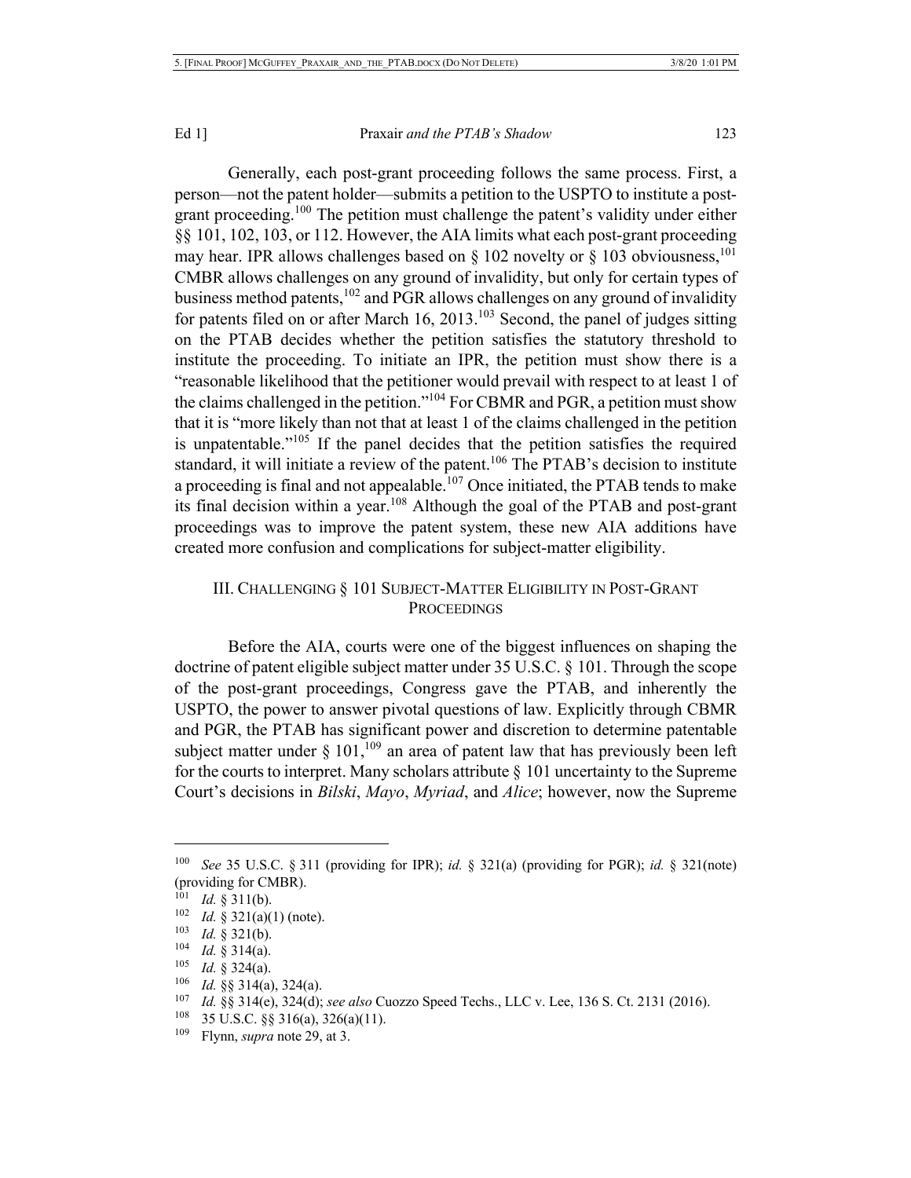Generally, each post-grant proceeding follows the same process. First, a person—not the patent holder—submits a petition to the USPTO to institute a post-grant proceeding.[100] The petition must challenge the patent's validity under either §§ 101, 102, 103, or 112. However, the AIA limits what each post-grant proceeding may hear. IPR allows challenges based on § 102 novelty or § 103 obviousness,[101] CMBR allows challenges on any ground of invalidity, but only for certain types of business method patents,[102] and PGR allows challenges on any ground of invalidity for patents filed on or after March 16, 2013.[103] Second, the panel of judges sitting on the PTAB decides whether the petition satisfies the statutory threshold to institute the proceeding. To initiate an IPR, the petition must show there is a "reasonable likelihood that the petitioner would prevail with respect to at least 1 of the claims challenged in the petition."[104] For CBMR and PGR, a petition must show that it is "more likely than not that at least 1 of the claims challenged in the petition is unpatentable."[105] If the panel decides that the petition satisfies the required standard, it will initiate a review of the patent.[106] The PTAB's decision to institute a proceeding is final and not appealable.[107] Once initiated, the PTAB tends to make its final decision within a year.[108] Although the goal of the PTAB and post-grant proceedings was to improve the patent system, these new AIA additions have created more confusion and complications for subject-matter eligibility.

## III. Challenging § 101 Subject-Matter Eligibility in Post-Grant Proceedings

Before the AIA, courts were one of the biggest influences on shaping the doctrine of patent eligible subject matter under 35 U.S.C. § 101. Through the scope of the post-grant proceedings, Congress gave the PTAB, and inherently the USPTO, the power to answer pivotal questions of law. Explicitly through CBMR and PGR, the PTAB has significant power and discretion to determine patentable subject matter under § 101,[109] an area of patent law that has previously been left for the courts to interpret. Many scholars attribute § 101 uncertainty to the Supreme Court's decisions in *Bilski*, *Mayo*, *Myriad*, and *Alice*; however, now the Supreme

---

[100] *See* 35 U.S.C. § 311 (providing for IPR); *id.* § 321(a) (providing for PGR); *id.* § 321(note) (providing for CMBR).

[101] *Id.* § 311(b).

[102] *Id.* § 321(a)(1) (note).

[103] *Id.* § 321(b).

[104] *Id.* § 314(a).

[105] *Id.* § 324(a).

[106] *Id.* §§ 314(a), 324(a).

[107] *Id.* §§ 314(e), 324(d); *see also* Cuozzo Speed Techs., LLC v. Lee, 136 S. Ct. 2131 (2016).

[108] 35 U.S.C. §§ 316(a), 326(a)(11).

[109] Flynn, *supra* note 29, at 3.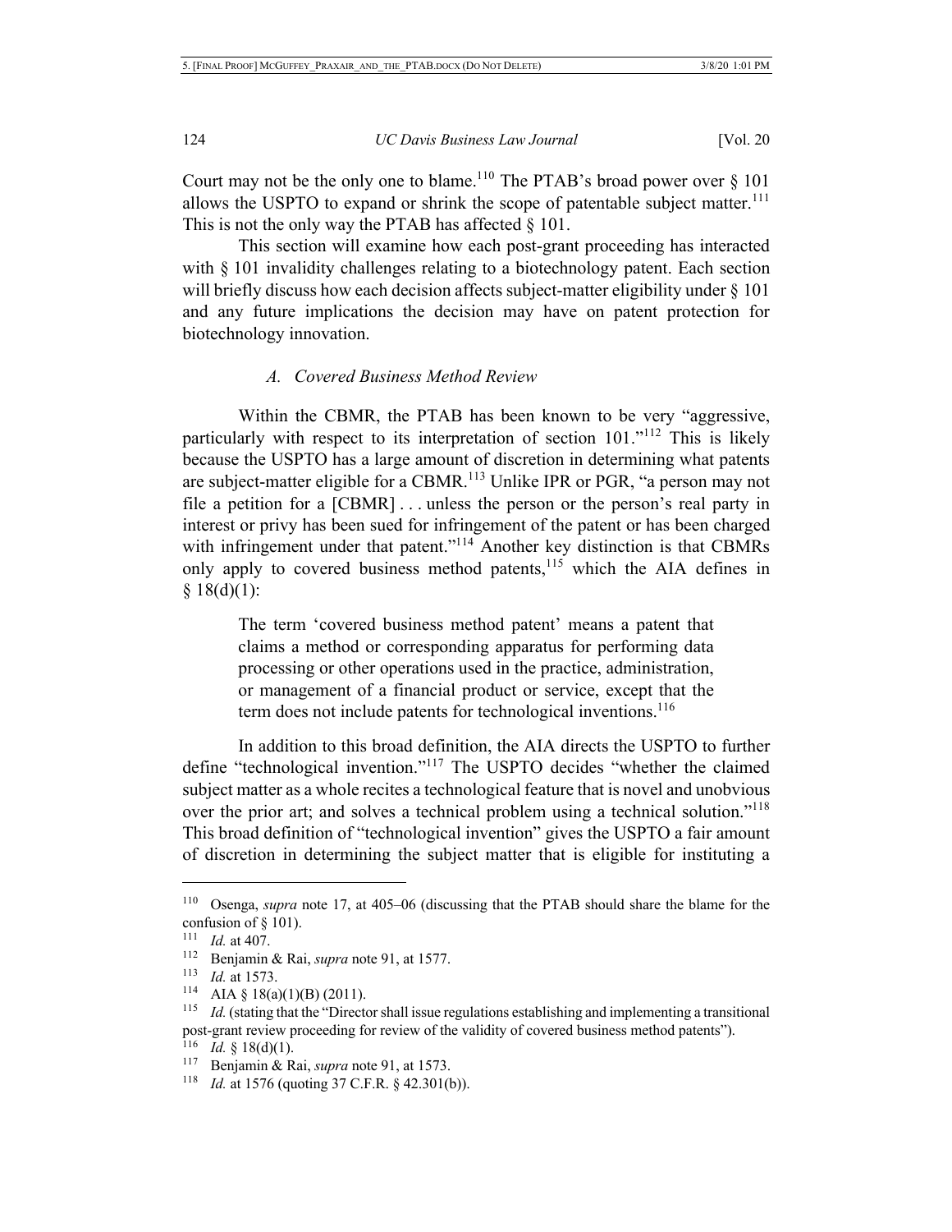Court may not be the only one to blame.[110] The PTAB's broad power over § 101 allows the USPTO to expand or shrink the scope of patentable subject matter.[111] This is not the only way the PTAB has affected § 101.

This section will examine how each post-grant proceeding has interacted with § 101 invalidity challenges relating to a biotechnology patent. Each section will briefly discuss how each decision affects subject-matter eligibility under § 101 and any future implications the decision may have on patent protection for biotechnology innovation.

### A. Covered Business Method Review

Within the CBMR, the PTAB has been known to be very "aggressive, particularly with respect to its interpretation of section 101."[112] This is likely because the USPTO has a large amount of discretion in determining what patents are subject-matter eligible for a CBMR.[113] Unlike IPR or PGR, "a person may not file a petition for a [CBMR] . . . unless the person or the person's real party in interest or privy has been sued for infringement of the patent or has been charged with infringement under that patent."[114] Another key distinction is that CBMRs only apply to covered business method patents,[115] which the AIA defines in § 18(d)(1):

> The term 'covered business method patent' means a patent that claims a method or corresponding apparatus for performing data processing or other operations used in the practice, administration, or management of a financial product or service, except that the term does not include patents for technological inventions.[116]

In addition to this broad definition, the AIA directs the USPTO to further define "technological invention."[117] The USPTO decides "whether the claimed subject matter as a whole recites a technological feature that is novel and unobvious over the prior art; and solves a technical problem using a technical solution."[118] This broad definition of "technological invention" gives the USPTO a fair amount of discretion in determining the subject matter that is eligible for instituting a

---

[110] Osenga, *supra* note 17, at 405–06 (discussing that the PTAB should share the blame for the confusion of § 101).

[111] *Id.* at 407.

[112] Benjamin & Rai, *supra* note 91, at 1577.

[113] *Id.* at 1573.

[114] AIA § 18(a)(1)(B) (2011).

[115] *Id.* (stating that the "Director shall issue regulations establishing and implementing a transitional post-grant review proceeding for review of the validity of covered business method patents").

[116] *Id.* § 18(d)(1).

[117] Benjamin & Rai, *supra* note 91, at 1573.

[118] *Id.* at 1576 (quoting 37 C.F.R. § 42.301(b)).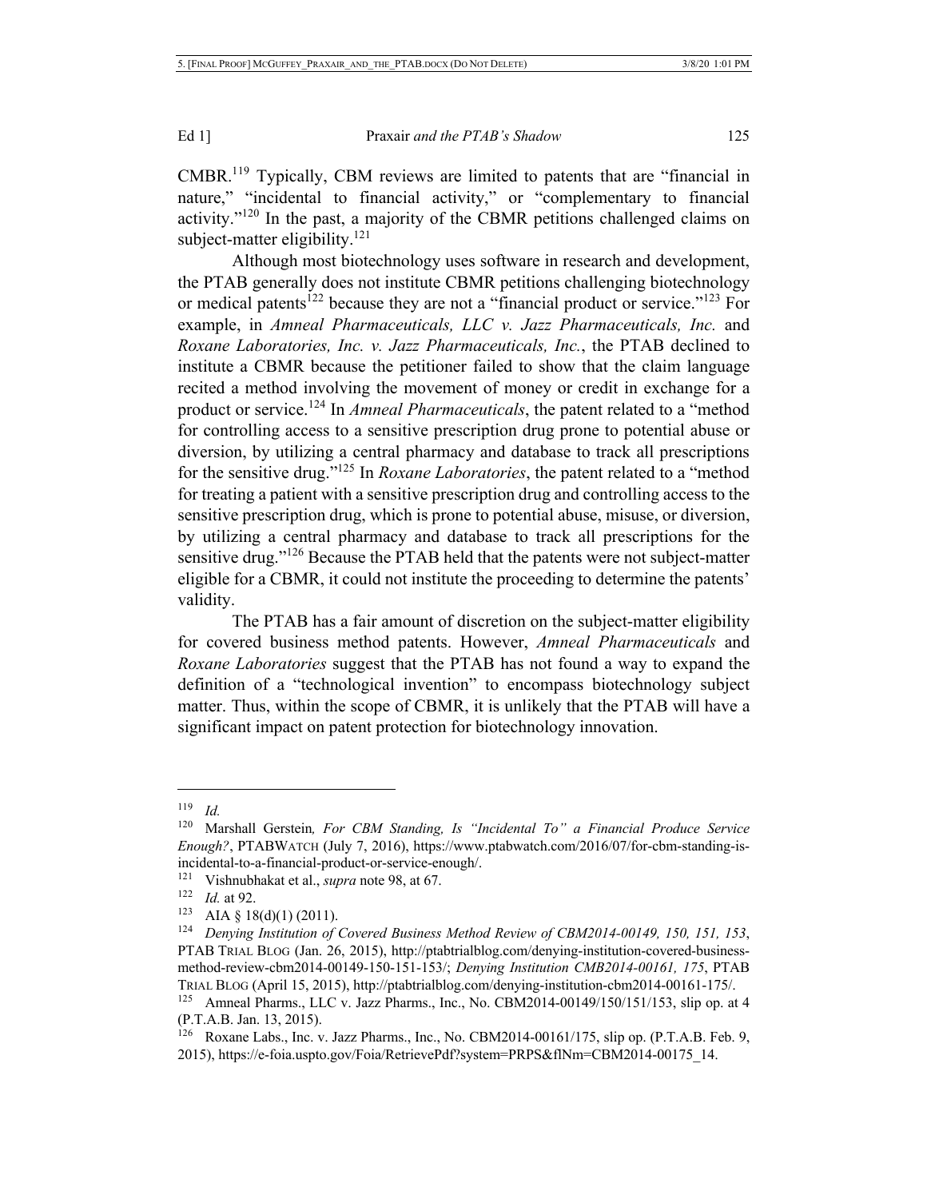CMBR.[119] Typically, CBM reviews are limited to patents that are "financial in nature," "incidental to financial activity," or "complementary to financial activity."[120] In the past, a majority of the CBMR petitions challenged claims on subject-matter eligibility.[121]

Although most biotechnology uses software in research and development, the PTAB generally does not institute CBMR petitions challenging biotechnology or medical patents[122] because they are not a "financial product or service."[123] For example, in *Amneal Pharmaceuticals, LLC v. Jazz Pharmaceuticals, Inc.* and *Roxane Laboratories, Inc. v. Jazz Pharmaceuticals, Inc.*, the PTAB declined to institute a CBMR because the petitioner failed to show that the claim language recited a method involving the movement of money or credit in exchange for a product or service.[124] In *Amneal Pharmaceuticals*, the patent related to a "method for controlling access to a sensitive prescription drug prone to potential abuse or diversion, by utilizing a central pharmacy and database to track all prescriptions for the sensitive drug."[125] In *Roxane Laboratories*, the patent related to a "method for treating a patient with a sensitive prescription drug and controlling access to the sensitive prescription drug, which is prone to potential abuse, misuse, or diversion, by utilizing a central pharmacy and database to track all prescriptions for the sensitive drug."[126] Because the PTAB held that the patents were not subject-matter eligible for a CBMR, it could not institute the proceeding to determine the patents' validity.

The PTAB has a fair amount of discretion on the subject-matter eligibility for covered business method patents. However, *Amneal Pharmaceuticals* and *Roxane Laboratories* suggest that the PTAB has not found a way to expand the definition of a "technological invention" to encompass biotechnology subject matter. Thus, within the scope of CBMR, it is unlikely that the PTAB will have a significant impact on patent protection for biotechnology innovation.

---

[119] *Id.*

[120] Marshall Gerstein*, For CBM Standing, Is "Incidental To" a Financial Produce Service Enough?*, PTABWATCH (July 7, 2016), https://www.ptabwatch.com/2016/07/for-cbm-standing-is-incidental-to-a-financial-product-or-service-enough/.

[121] Vishnubhakat et al., *supra* note 98, at 67.

[122] *Id.* at 92.

[123] AIA § 18(d)(1) (2011).

[124] *Denying Institution of Covered Business Method Review of CBM2014-00149, 150, 151, 153*, PTAB TRIAL BLOG (Jan. 26, 2015), http://ptabtrialblog.com/denying-institution-covered-business-method-review-cbm2014-00149-150-151-153/; *Denying Institution CMB2014-00161, 175*, PTAB TRIAL BLOG (April 15, 2015), http://ptabtrialblog.com/denying-institution-cbm2014-00161-175/.

[125] Amneal Pharms., LLC v. Jazz Pharms., Inc., No. CBM2014-00149/150/151/153, slip op. at 4 (P.T.A.B. Jan. 13, 2015).

[126] Roxane Labs., Inc. v. Jazz Pharms., Inc., No. CBM2014-00161/175, slip op. (P.T.A.B. Feb. 9, 2015), https://e-foia.uspto.gov/Foia/RetrievePdf?system=PRPS&flNm=CBM2014-00175_14.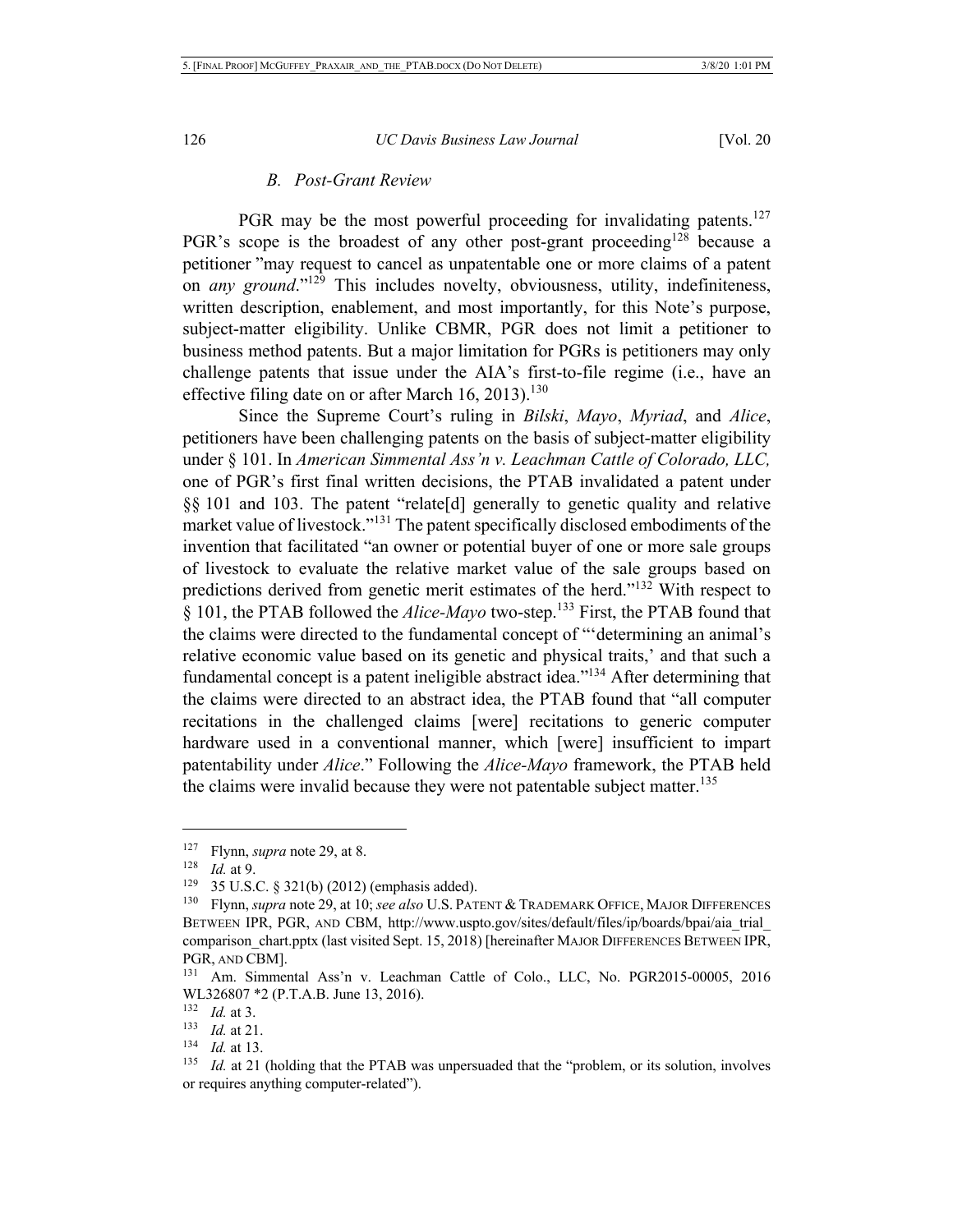### *B. Post-Grant Review*

PGR may be the most powerful proceeding for invalidating patents.[127] PGR's scope is the broadest of any other post-grant proceeding[128] because a petitioner "may request to cancel as unpatentable one or more claims of a patent on *any ground*."[129] This includes novelty, obviousness, utility, indefiniteness, written description, enablement, and most importantly, for this Note's purpose, subject-matter eligibility. Unlike CBMR, PGR does not limit a petitioner to business method patents. But a major limitation for PGRs is petitioners may only challenge patents that issue under the AIA's first-to-file regime (i.e., have an effective filing date on or after March 16, 2013).[130]

Since the Supreme Court's ruling in *Bilski*, *Mayo*, *Myriad*, and *Alice*, petitioners have been challenging patents on the basis of subject-matter eligibility under § 101. In *American Simmental Ass'n v. Leachman Cattle of Colorado, LLC,* one of PGR's first final written decisions, the PTAB invalidated a patent under §§ 101 and 103. The patent "relate[d] generally to genetic quality and relative market value of livestock."[131] The patent specifically disclosed embodiments of the invention that facilitated "an owner or potential buyer of one or more sale groups of livestock to evaluate the relative market value of the sale groups based on predictions derived from genetic merit estimates of the herd."[132] With respect to § 101, the PTAB followed the *Alice-Mayo* two-step.[133] First, the PTAB found that the claims were directed to the fundamental concept of "'determining an animal's relative economic value based on its genetic and physical traits,' and that such a fundamental concept is a patent ineligible abstract idea."[134] After determining that the claims were directed to an abstract idea, the PTAB found that "all computer recitations in the challenged claims [were] recitations to generic computer hardware used in a conventional manner, which [were] insufficient to impart patentability under *Alice*." Following the *Alice-Mayo* framework, the PTAB held the claims were invalid because they were not patentable subject matter.[135]

---

[127] Flynn, *supra* note 29, at 8.

[128] *Id.* at 9.

[129] 35 U.S.C. § 321(b) (2012) (emphasis added).

[130] Flynn, *supra* note 29, at 10; *see also* U.S. PATENT & TRADEMARK OFFICE, MAJOR DIFFERENCES BETWEEN IPR, PGR, AND CBM, http://www.uspto.gov/sites/default/files/ip/boards/bpai/aia_trial_comparison_chart.pptx (last visited Sept. 15, 2018) [hereinafter MAJOR DIFFERENCES BETWEEN IPR, PGR, AND CBM].

[131] Am. Simmental Ass'n v. Leachman Cattle of Colo., LLC, No. PGR2015-00005, 2016 WL326807 *2 (P.T.A.B. June 13, 2016).

[132] *Id.* at 3.

[133] *Id.* at 21.

[134] *Id.* at 13.

[135] *Id.* at 21 (holding that the PTAB was unpersuaded that the "problem, or its solution, involves or requires anything computer-related").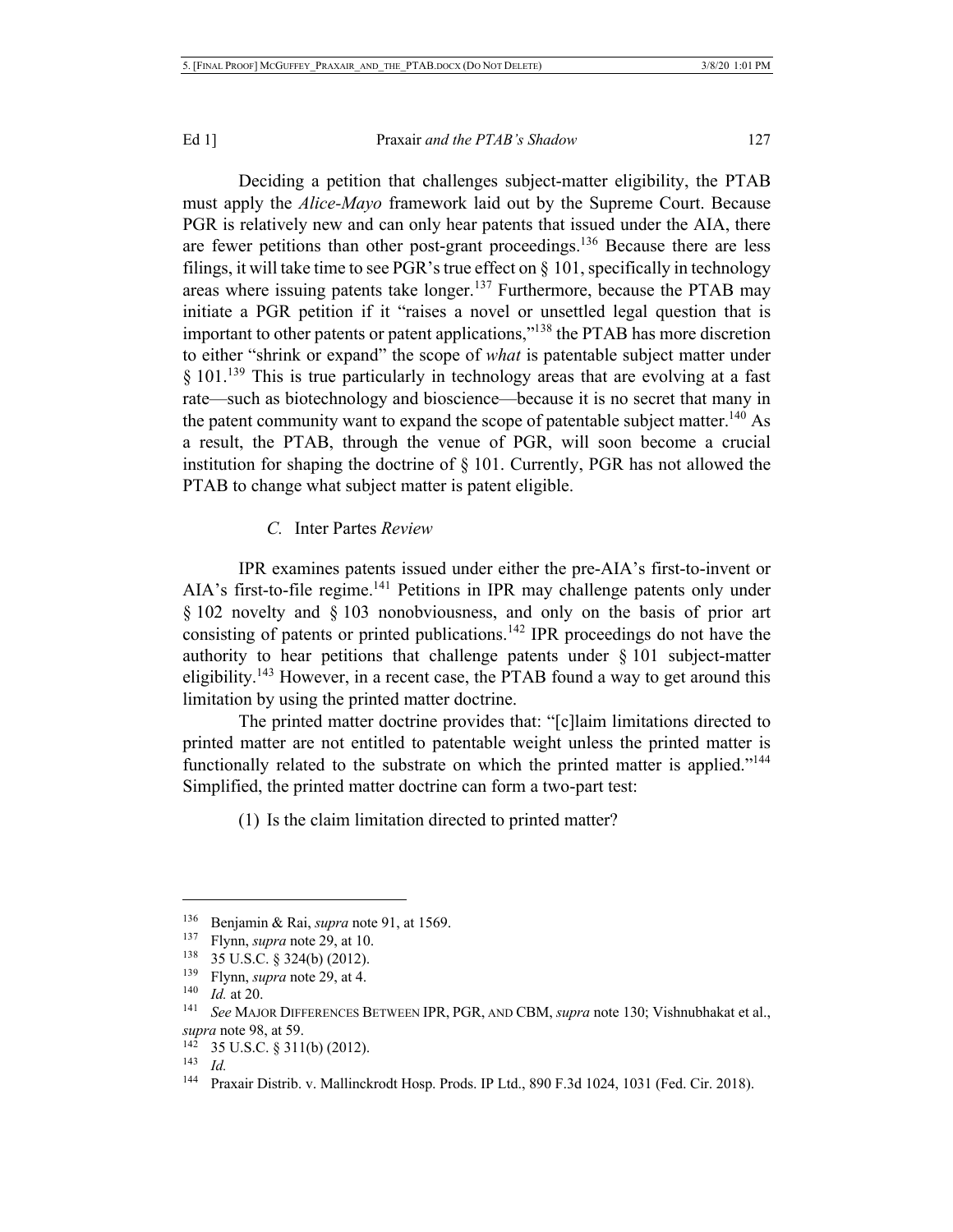Deciding a petition that challenges subject-matter eligibility, the PTAB must apply the *Alice-Mayo* framework laid out by the Supreme Court. Because PGR is relatively new and can only hear patents that issued under the AIA, there are fewer petitions than other post-grant proceedings.[136] Because there are less filings, it will take time to see PGR's true effect on § 101, specifically in technology areas where issuing patents take longer.[137] Furthermore, because the PTAB may initiate a PGR petition if it "raises a novel or unsettled legal question that is important to other patents or patent applications,"[138] the PTAB has more discretion to either "shrink or expand" the scope of *what* is patentable subject matter under § 101.[139] This is true particularly in technology areas that are evolving at a fast rate—such as biotechnology and bioscience—because it is no secret that many in the patent community want to expand the scope of patentable subject matter.[140] As a result, the PTAB, through the venue of PGR, will soon become a crucial institution for shaping the doctrine of § 101. Currently, PGR has not allowed the PTAB to change what subject matter is patent eligible.

### *C.* Inter Partes *Review*

IPR examines patents issued under either the pre-AIA's first-to-invent or AIA's first-to-file regime.[141] Petitions in IPR may challenge patents only under § 102 novelty and § 103 nonobviousness, and only on the basis of prior art consisting of patents or printed publications.[142] IPR proceedings do not have the authority to hear petitions that challenge patents under § 101 subject-matter eligibility.[143] However, in a recent case, the PTAB found a way to get around this limitation by using the printed matter doctrine.

The printed matter doctrine provides that: "[c]laim limitations directed to printed matter are not entitled to patentable weight unless the printed matter is functionally related to the substrate on which the printed matter is applied."[144] Simplified, the printed matter doctrine can form a two-part test:

(1) Is the claim limitation directed to printed matter?

---

[136] Benjamin & Rai, *supra* note 91, at 1569.

[137] Flynn, *supra* note 29, at 10.

[138] 35 U.S.C. § 324(b) (2012).

[139] Flynn, *supra* note 29, at 4.

[140] *Id.* at 20.

[141] *See* MAJOR DIFFERENCES BETWEEN IPR, PGR, AND CBM, *supra* note 130; Vishnubhakat et al., *supra* note 98, at 59.

[142] 35 U.S.C. § 311(b) (2012).

[143] *Id.*

[144] Praxair Distrib. v. Mallinckrodt Hosp. Prods. IP Ltd., 890 F.3d 1024, 1031 (Fed. Cir. 2018).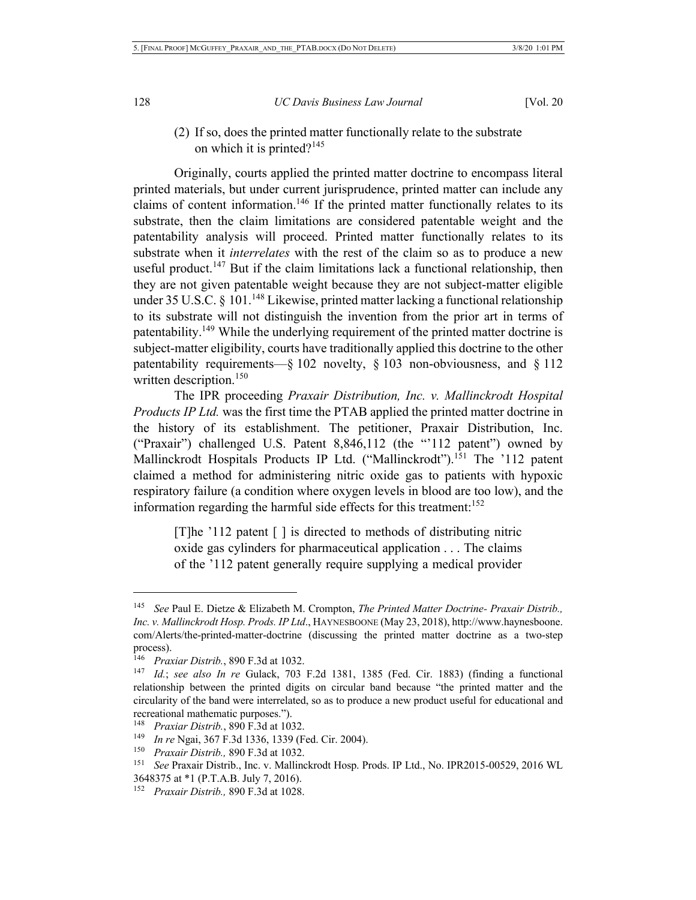(2) If so, does the printed matter functionally relate to the substrate on which it is printed?[145]

Originally, courts applied the printed matter doctrine to encompass literal printed materials, but under current jurisprudence, printed matter can include any claims of content information.[146] If the printed matter functionally relates to its substrate, then the claim limitations are considered patentable weight and the patentability analysis will proceed. Printed matter functionally relates to its substrate when it *interrelates* with the rest of the claim so as to produce a new useful product.[147] But if the claim limitations lack a functional relationship, then they are not given patentable weight because they are not subject-matter eligible under 35 U.S.C. § 101.[148] Likewise, printed matter lacking a functional relationship to its substrate will not distinguish the invention from the prior art in terms of patentability.[149] While the underlying requirement of the printed matter doctrine is subject-matter eligibility, courts have traditionally applied this doctrine to the other patentability requirements—§ 102 novelty, § 103 non-obviousness, and § 112 written description.[150]

The IPR proceeding *Praxair Distribution, Inc. v. Mallinckrodt Hospital Products IP Ltd.* was the first time the PTAB applied the printed matter doctrine in the history of its establishment. The petitioner, Praxair Distribution, Inc. ("Praxair") challenged U.S. Patent 8,846,112 (the "'112 patent") owned by Mallinckrodt Hospitals Products IP Ltd. ("Mallinckrodt").[151] The '112 patent claimed a method for administering nitric oxide gas to patients with hypoxic respiratory failure (a condition where oxygen levels in blood are too low), and the information regarding the harmful side effects for this treatment:[152]

> [T]he '112 patent [ ] is directed to methods of distributing nitric oxide gas cylinders for pharmaceutical application . . . The claims of the '112 patent generally require supplying a medical provider

---

[145] *See* Paul E. Dietze & Elizabeth M. Crompton, *The Printed Matter Doctrine- Praxair Distrib., Inc. v. Mallinckrodt Hosp. Prods. IP Ltd*., HAYNESBOONE (May 23, 2018), http://www.haynesboone.com/Alerts/the-printed-matter-doctrine (discussing the printed matter doctrine as a two-step process).

[146] *Praxiar Distrib.*, 890 F.3d at 1032.

[147] *Id.*; *see also In re* Gulack, 703 F.2d 1381, 1385 (Fed. Cir. 1883) (finding a functional relationship between the printed digits on circular band because "the printed matter and the circularity of the band were interrelated, so as to produce a new product useful for educational and recreational mathematic purposes.").

[148] *Praxiar Distrib.*, 890 F.3d at 1032.

[149] *In re* Ngai, 367 F.3d 1336, 1339 (Fed. Cir. 2004).

[150] *Praxair Distrib.,* 890 F.3d at 1032.

[151] *See* Praxair Distrib., Inc. v. Mallinckrodt Hosp. Prods. IP Ltd., No. IPR2015-00529, 2016 WL 3648375 at *1 (P.T.A.B. July 7, 2016).

[152] *Praxair Distrib.,* 890 F.3d at 1028.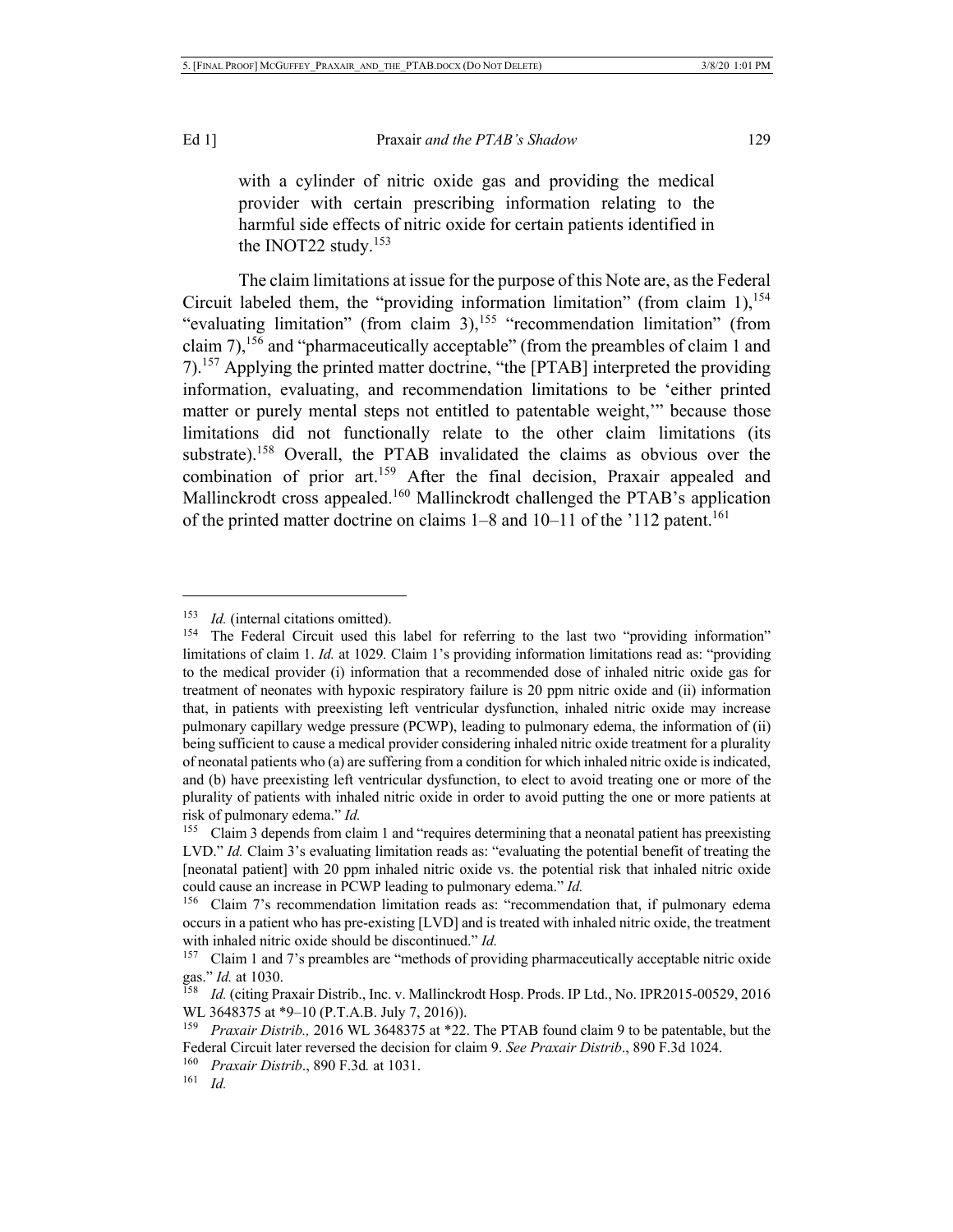> with a cylinder of nitric oxide gas and providing the medical provider with certain prescribing information relating to the harmful side effects of nitric oxide for certain patients identified in the INOT22 study.[153]

The claim limitations at issue for the purpose of this Note are, as the Federal Circuit labeled them, the "providing information limitation" (from claim 1),[154] "evaluating limitation" (from claim 3),[155] "recommendation limitation" (from claim 7),[156] and "pharmaceutically acceptable" (from the preambles of claim 1 and 7).[157] Applying the printed matter doctrine, "the [PTAB] interpreted the providing information, evaluating, and recommendation limitations to be 'either printed matter or purely mental steps not entitled to patentable weight,'" because those limitations did not functionally relate to the other claim limitations (its substrate).[158] Overall, the PTAB invalidated the claims as obvious over the combination of prior art.[159] After the final decision, Praxair appealed and Mallinckrodt cross appealed.[160] Mallinckrodt challenged the PTAB's application of the printed matter doctrine on claims 1–8 and 10–11 of the '112 patent.[161]

---

[153] *Id.* (internal citations omitted).

[154] The Federal Circuit used this label for referring to the last two "providing information" limitations of claim 1. *Id.* at 1029*.* Claim 1's providing information limitations read as: "providing to the medical provider (i) information that a recommended dose of inhaled nitric oxide gas for treatment of neonates with hypoxic respiratory failure is 20 ppm nitric oxide and (ii) information that, in patients with preexisting left ventricular dysfunction, inhaled nitric oxide may increase pulmonary capillary wedge pressure (PCWP), leading to pulmonary edema, the information of (ii) being sufficient to cause a medical provider considering inhaled nitric oxide treatment for a plurality of neonatal patients who (a) are suffering from a condition for which inhaled nitric oxide is indicated, and (b) have preexisting left ventricular dysfunction, to elect to avoid treating one or more of the plurality of patients with inhaled nitric oxide in order to avoid putting the one or more patients at risk of pulmonary edema." *Id.*

[155] Claim 3 depends from claim 1 and "requires determining that a neonatal patient has preexisting LVD." *Id.* Claim 3's evaluating limitation reads as: "evaluating the potential benefit of treating the [neonatal patient] with 20 ppm inhaled nitric oxide vs. the potential risk that inhaled nitric oxide could cause an increase in PCWP leading to pulmonary edema." *Id.*

[156] Claim 7's recommendation limitation reads as: "recommendation that, if pulmonary edema occurs in a patient who has pre-existing [LVD] and is treated with inhaled nitric oxide, the treatment with inhaled nitric oxide should be discontinued." *Id.*

[157] Claim 1 and 7's preambles are "methods of providing pharmaceutically acceptable nitric oxide gas." *Id.* at 1030.

[158] *Id.* (citing Praxair Distrib., Inc. v. Mallinckrodt Hosp. Prods. IP Ltd., No. IPR2015-00529, 2016 WL 3648375 at *9–10 (P.T.A.B. July 7, 2016)).

[159] *Praxair Distrib.,* 2016 WL 3648375 at *22. The PTAB found claim 9 to be patentable, but the Federal Circuit later reversed the decision for claim 9. *See Praxair Distrib*., 890 F.3d 1024.

[160] *Praxair Distrib*., 890 F.3d*.* at 1031.

[161] *Id.*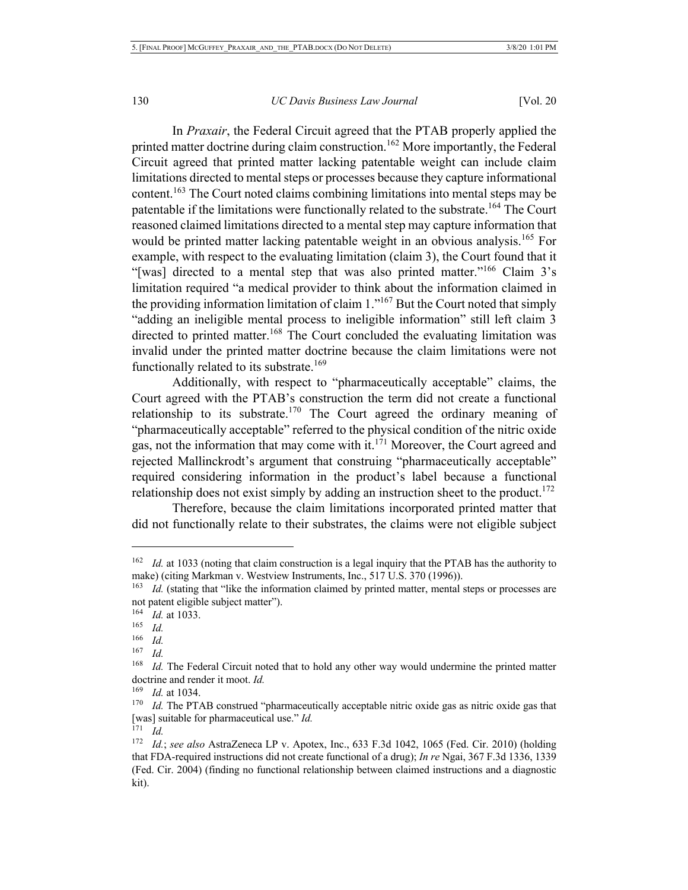In *Praxair*, the Federal Circuit agreed that the PTAB properly applied the printed matter doctrine during claim construction.[162] More importantly, the Federal Circuit agreed that printed matter lacking patentable weight can include claim limitations directed to mental steps or processes because they capture informational content.[163] The Court noted claims combining limitations into mental steps may be patentable if the limitations were functionally related to the substrate.[164] The Court reasoned claimed limitations directed to a mental step may capture information that would be printed matter lacking patentable weight in an obvious analysis.[165] For example, with respect to the evaluating limitation (claim 3), the Court found that it "[was] directed to a mental step that was also printed matter."[166] Claim 3's limitation required "a medical provider to think about the information claimed in the providing information limitation of claim 1."[167] But the Court noted that simply "adding an ineligible mental process to ineligible information" still left claim 3 directed to printed matter.[168] The Court concluded the evaluating limitation was invalid under the printed matter doctrine because the claim limitations were not functionally related to its substrate.[169]

Additionally, with respect to "pharmaceutically acceptable" claims, the Court agreed with the PTAB's construction the term did not create a functional relationship to its substrate.[170] The Court agreed the ordinary meaning of "pharmaceutically acceptable" referred to the physical condition of the nitric oxide gas, not the information that may come with it.[171] Moreover, the Court agreed and rejected Mallinckrodt's argument that construing "pharmaceutically acceptable" required considering information in the product's label because a functional relationship does not exist simply by adding an instruction sheet to the product.[172]

Therefore, because the claim limitations incorporated printed matter that did not functionally relate to their substrates, the claims were not eligible subject

---

[162] *Id.* at 1033 (noting that claim construction is a legal inquiry that the PTAB has the authority to make) (citing Markman v. Westview Instruments, Inc., 517 U.S. 370 (1996)).

[163] *Id.* (stating that "like the information claimed by printed matter, mental steps or processes are not patent eligible subject matter").

[164] *Id.* at 1033.

[165] *Id.*

[166] *Id.*

[167] *Id.*

[168] *Id.* The Federal Circuit noted that to hold any other way would undermine the printed matter doctrine and render it moot. *Id.*

[169] *Id.* at 1034.

[170] *Id.* The PTAB construed "pharmaceutically acceptable nitric oxide gas as nitric oxide gas that [was] suitable for pharmaceutical use." *Id.*

[171] *Id.*

[172] *Id.*; *see also* AstraZeneca LP v. Apotex, Inc., 633 F.3d 1042, 1065 (Fed. Cir. 2010) (holding that FDA-required instructions did not create functional of a drug); *In re* Ngai, 367 F.3d 1336, 1339 (Fed. Cir. 2004) (finding no functional relationship between claimed instructions and a diagnostic kit).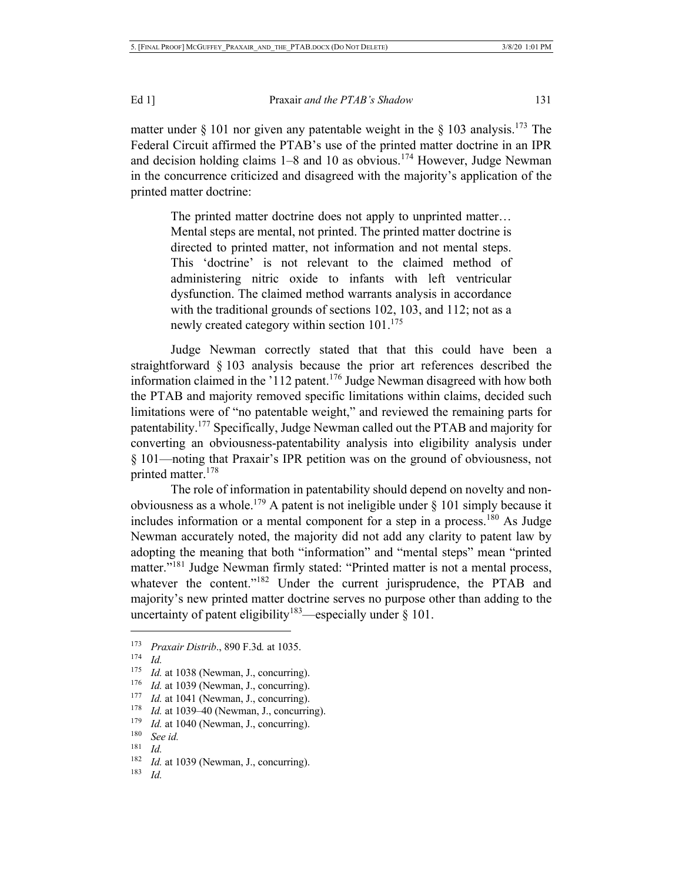matter under § 101 nor given any patentable weight in the § 103 analysis.[173] The Federal Circuit affirmed the PTAB's use of the printed matter doctrine in an IPR and decision holding claims 1–8 and 10 as obvious.[174] However, Judge Newman in the concurrence criticized and disagreed with the majority's application of the printed matter doctrine:

> The printed matter doctrine does not apply to unprinted matter… Mental steps are mental, not printed. The printed matter doctrine is directed to printed matter, not information and not mental steps. This 'doctrine' is not relevant to the claimed method of administering nitric oxide to infants with left ventricular dysfunction. The claimed method warrants analysis in accordance with the traditional grounds of sections 102, 103, and 112; not as a newly created category within section 101.[175]

Judge Newman correctly stated that that this could have been a straightforward § 103 analysis because the prior art references described the information claimed in the '112 patent.[176] Judge Newman disagreed with how both the PTAB and majority removed specific limitations within claims, decided such limitations were of "no patentable weight," and reviewed the remaining parts for patentability.[177] Specifically, Judge Newman called out the PTAB and majority for converting an obviousness-patentability analysis into eligibility analysis under § 101—noting that Praxair's IPR petition was on the ground of obviousness, not printed matter.[178]

The role of information in patentability should depend on novelty and non-obviousness as a whole.[179] A patent is not ineligible under § 101 simply because it includes information or a mental component for a step in a process.[180] As Judge Newman accurately noted, the majority did not add any clarity to patent law by adopting the meaning that both "information" and "mental steps" mean "printed matter."[181] Judge Newman firmly stated: "Printed matter is not a mental process, whatever the content."[182] Under the current jurisprudence, the PTAB and majority's new printed matter doctrine serves no purpose other than adding to the uncertainty of patent eligibility[183]—especially under § 101.

---

[173] *Praxair Distrib*., 890 F.3d*.* at 1035.

[174] *Id.*

[175] *Id.* at 1038 (Newman, J., concurring).

[176] *Id.* at 1039 (Newman, J., concurring).

[177] *Id.* at 1041 (Newman, J., concurring).

[178] *Id.* at 1039–40 (Newman, J., concurring).

[179] *Id.* at 1040 (Newman, J., concurring).

[180] *See id.*

[181] *Id.*

[182] *Id.* at 1039 (Newman, J., concurring).

[183] *Id.*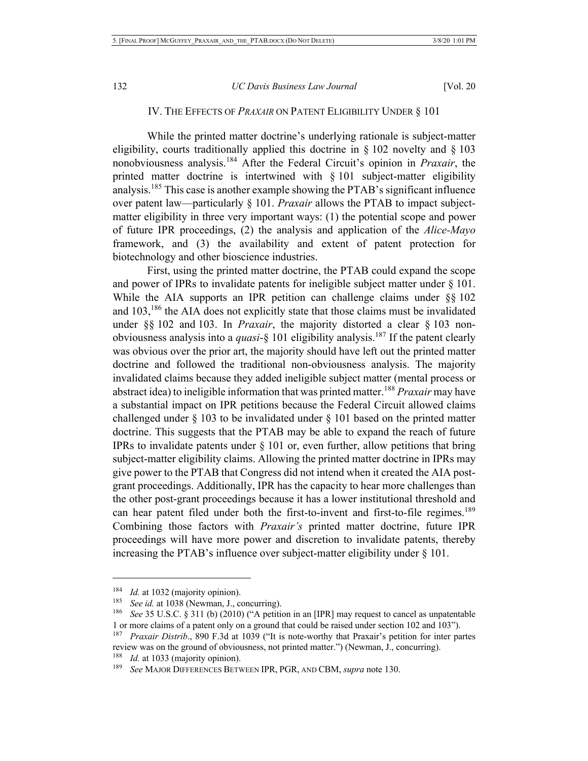## IV. THE EFFECTS OF *PRAXAIR* ON PATENT ELIGIBILITY UNDER § 101

While the printed matter doctrine's underlying rationale is subject-matter eligibility, courts traditionally applied this doctrine in § 102 novelty and § 103 nonobviousness analysis.[184] After the Federal Circuit's opinion in *Praxair*, the printed matter doctrine is intertwined with § 101 subject-matter eligibility analysis.[185] This case is another example showing the PTAB's significant influence over patent law—particularly § 101. *Praxair* allows the PTAB to impact subject-matter eligibility in three very important ways: (1) the potential scope and power of future IPR proceedings, (2) the analysis and application of the *Alice-Mayo* framework, and (3) the availability and extent of patent protection for biotechnology and other bioscience industries.

First, using the printed matter doctrine, the PTAB could expand the scope and power of IPRs to invalidate patents for ineligible subject matter under § 101. While the AIA supports an IPR petition can challenge claims under §§ 102 and 103,[186] the AIA does not explicitly state that those claims must be invalidated under §§ 102 and 103. In *Praxair*, the majority distorted a clear § 103 non-obviousness analysis into a *quasi*-§ 101 eligibility analysis.[187] If the patent clearly was obvious over the prior art, the majority should have left out the printed matter doctrine and followed the traditional non-obviousness analysis. The majority invalidated claims because they added ineligible subject matter (mental process or abstract idea) to ineligible information that was printed matter.[188] *Praxair* may have a substantial impact on IPR petitions because the Federal Circuit allowed claims challenged under § 103 to be invalidated under § 101 based on the printed matter doctrine. This suggests that the PTAB may be able to expand the reach of future IPRs to invalidate patents under § 101 or, even further, allow petitions that bring subject-matter eligibility claims. Allowing the printed matter doctrine in IPRs may give power to the PTAB that Congress did not intend when it created the AIA post-grant proceedings. Additionally, IPR has the capacity to hear more challenges than the other post-grant proceedings because it has a lower institutional threshold and can hear patent filed under both the first-to-invent and first-to-file regimes.[189] Combining those factors with *Praxair's* printed matter doctrine, future IPR proceedings will have more power and discretion to invalidate patents, thereby increasing the PTAB's influence over subject-matter eligibility under § 101.

---

[184] *Id.* at 1032 (majority opinion).

[185] *See id.* at 1038 (Newman, J., concurring).

[186] *See* 35 U.S.C. § 311 (b) (2010) ("A petition in an [IPR] may request to cancel as unpatentable 1 or more claims of a patent only on a ground that could be raised under section 102 and 103").

[187] *Praxair Distrib*., 890 F.3d at 1039 ("It is note-worthy that Praxair's petition for inter partes review was on the ground of obviousness, not printed matter.") (Newman, J., concurring).

[188] *Id.* at 1033 (majority opinion).

[189] *See* MAJOR DIFFERENCES BETWEEN IPR, PGR, AND CBM, *supra* note 130.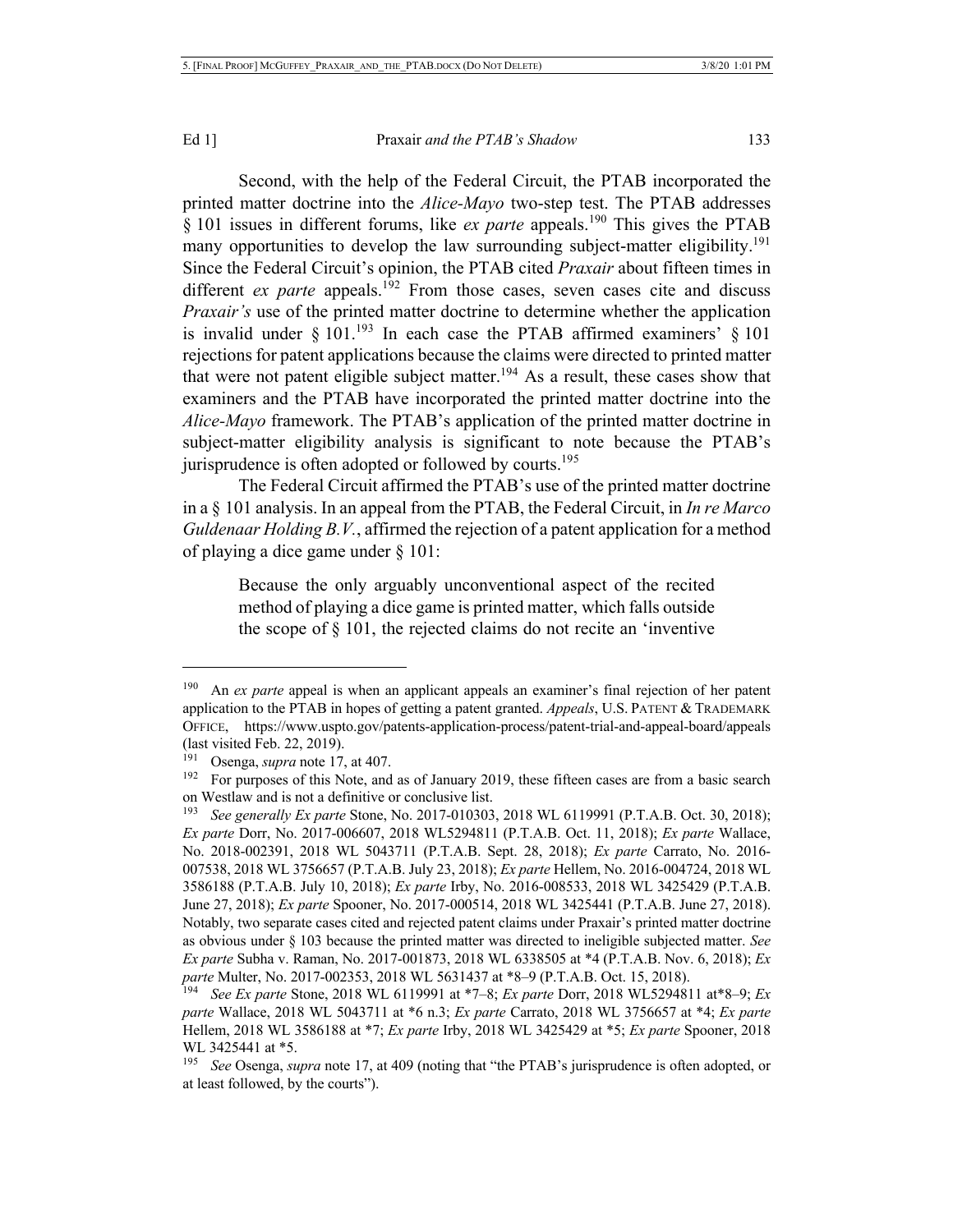Second, with the help of the Federal Circuit, the PTAB incorporated the printed matter doctrine into the *Alice-Mayo* two-step test. The PTAB addresses § 101 issues in different forums, like *ex parte* appeals.[190] This gives the PTAB many opportunities to develop the law surrounding subject-matter eligibility.[191] Since the Federal Circuit's opinion, the PTAB cited *Praxair* about fifteen times in different *ex parte* appeals.[192] From those cases, seven cases cite and discuss *Praxair's* use of the printed matter doctrine to determine whether the application is invalid under § 101.[193] In each case the PTAB affirmed examiners' § 101 rejections for patent applications because the claims were directed to printed matter that were not patent eligible subject matter.[194] As a result, these cases show that examiners and the PTAB have incorporated the printed matter doctrine into the *Alice-Mayo* framework. The PTAB's application of the printed matter doctrine in subject-matter eligibility analysis is significant to note because the PTAB's jurisprudence is often adopted or followed by courts.[195]

The Federal Circuit affirmed the PTAB's use of the printed matter doctrine in a § 101 analysis. In an appeal from the PTAB, the Federal Circuit, in *In re Marco Guldenaar Holding B.V.*, affirmed the rejection of a patent application for a method of playing a dice game under § 101:

> Because the only arguably unconventional aspect of the recited method of playing a dice game is printed matter, which falls outside the scope of § 101, the rejected claims do not recite an 'inventive

---

[190] An *ex parte* appeal is when an applicant appeals an examiner's final rejection of her patent application to the PTAB in hopes of getting a patent granted. *Appeals*, U.S. PATENT & TRADEMARK OFFICE, https://www.uspto.gov/patents-application-process/patent-trial-and-appeal-board/appeals (last visited Feb. 22, 2019).

[191] Osenga, *supra* note 17, at 407.

[192] For purposes of this Note, and as of January 2019, these fifteen cases are from a basic search on Westlaw and is not a definitive or conclusive list.

[193] *See generally Ex parte* Stone, No. 2017-010303, 2018 WL 6119991 (P.T.A.B. Oct. 30, 2018); *Ex parte* Dorr, No. 2017-006607, 2018 WL5294811 (P.T.A.B. Oct. 11, 2018); *Ex parte* Wallace, No. 2018-002391, 2018 WL 5043711 (P.T.A.B. Sept. 28, 2018); *Ex parte* Carrato, No. 2016-007538, 2018 WL 3756657 (P.T.A.B. July 23, 2018); *Ex parte* Hellem, No. 2016-004724, 2018 WL 3586188 (P.T.A.B. July 10, 2018); *Ex parte* Irby, No. 2016-008533, 2018 WL 3425429 (P.T.A.B. June 27, 2018); *Ex parte* Spooner, No. 2017-000514, 2018 WL 3425441 (P.T.A.B. June 27, 2018). Notably, two separate cases cited and rejected patent claims under Praxair's printed matter doctrine as obvious under § 103 because the printed matter was directed to ineligible subjected matter. *See Ex parte* Subha v. Raman, No. 2017-001873, 2018 WL 6338505 at *4 (P.T.A.B. Nov. 6, 2018); *Ex parte* Multer, No. 2017-002353, 2018 WL 5631437 at *8–9 (P.T.A.B. Oct. 15, 2018).

[194] *See Ex parte* Stone, 2018 WL 6119991 at *7–8; *Ex parte* Dorr, 2018 WL5294811 at*8–9; *Ex parte* Wallace, 2018 WL 5043711 at *6 n.3; *Ex parte* Carrato, 2018 WL 3756657 at *4; *Ex parte* Hellem, 2018 WL 3586188 at *7; *Ex parte* Irby, 2018 WL 3425429 at *5; *Ex parte* Spooner, 2018 WL 3425441 at *5.

[195] *See* Osenga, *supra* note 17, at 409 (noting that "the PTAB's jurisprudence is often adopted, or at least followed, by the courts").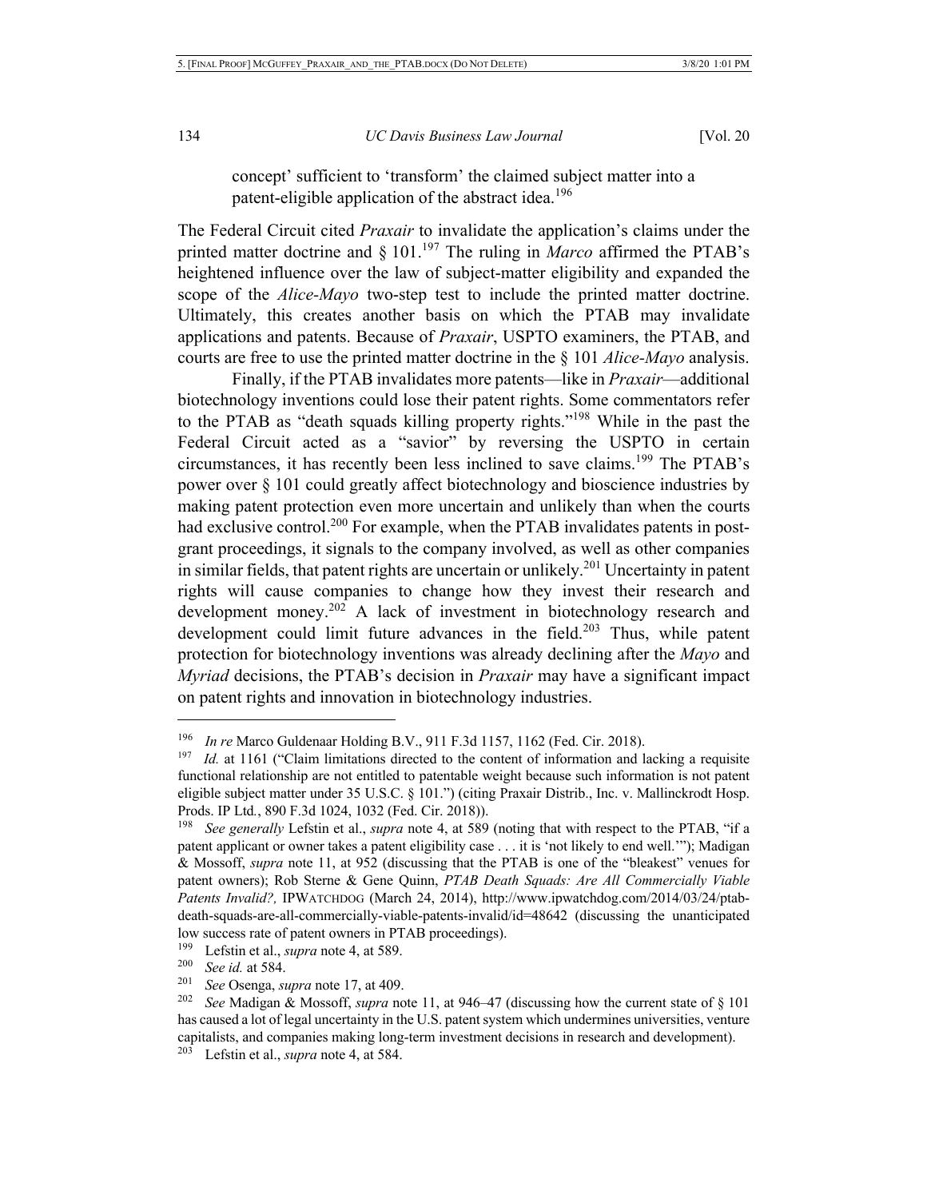> concept' sufficient to 'transform' the claimed subject matter into a patent-eligible application of the abstract idea.[196]

The Federal Circuit cited *Praxair* to invalidate the application's claims under the printed matter doctrine and § 101.[197] The ruling in *Marco* affirmed the PTAB's heightened influence over the law of subject-matter eligibility and expanded the scope of the *Alice-Mayo* two-step test to include the printed matter doctrine. Ultimately, this creates another basis on which the PTAB may invalidate applications and patents. Because of *Praxair*, USPTO examiners, the PTAB, and courts are free to use the printed matter doctrine in the § 101 *Alice-Mayo* analysis.

Finally, if the PTAB invalidates more patents—like in *Praxair*—additional biotechnology inventions could lose their patent rights. Some commentators refer to the PTAB as "death squads killing property rights."[198] While in the past the Federal Circuit acted as a "savior" by reversing the USPTO in certain circumstances, it has recently been less inclined to save claims.[199] The PTAB's power over § 101 could greatly affect biotechnology and bioscience industries by making patent protection even more uncertain and unlikely than when the courts had exclusive control.[200] For example, when the PTAB invalidates patents in post-grant proceedings, it signals to the company involved, as well as other companies in similar fields, that patent rights are uncertain or unlikely.[201] Uncertainty in patent rights will cause companies to change how they invest their research and development money.[202] A lack of investment in biotechnology research and development could limit future advances in the field.[203] Thus, while patent protection for biotechnology inventions was already declining after the *Mayo* and *Myriad* decisions, the PTAB's decision in *Praxair* may have a significant impact on patent rights and innovation in biotechnology industries.

---

[196] *In re* Marco Guldenaar Holding B.V., 911 F.3d 1157, 1162 (Fed. Cir. 2018).

[197] *Id.* at 1161 ("Claim limitations directed to the content of information and lacking a requisite functional relationship are not entitled to patentable weight because such information is not patent eligible subject matter under 35 U.S.C. § 101.") (citing Praxair Distrib., Inc. v. Mallinckrodt Hosp. Prods. IP Ltd., 890 F.3d 1024, 1032 (Fed. Cir. 2018)).

[198] *See generally* Lefstin et al., *supra* note 4, at 589 (noting that with respect to the PTAB, "if a patent applicant or owner takes a patent eligibility case . . . it is 'not likely to end well.'"); Madigan & Mossoff, *supra* note 11, at 952 (discussing that the PTAB is one of the "bleakest" venues for patent owners); Rob Sterne & Gene Quinn, *PTAB Death Squads: Are All Commercially Viable Patents Invalid?*, IPWATCHDOG (March 24, 2014), http://www.ipwatchdog.com/2014/03/24/ptab-death-squads-are-all-commercially-viable-patents-invalid/id=48642 (discussing the unanticipated low success rate of patent owners in PTAB proceedings).

[199] Lefstin et al., *supra* note 4, at 589.

[200] *See id.* at 584.

[201] *See* Osenga, *supra* note 17, at 409.

[202] *See* Madigan & Mossoff, *supra* note 11, at 946–47 (discussing how the current state of § 101 has caused a lot of legal uncertainty in the U.S. patent system which undermines universities, venture capitalists, and companies making long-term investment decisions in research and development).

[203] Lefstin et al., *supra* note 4, at 584.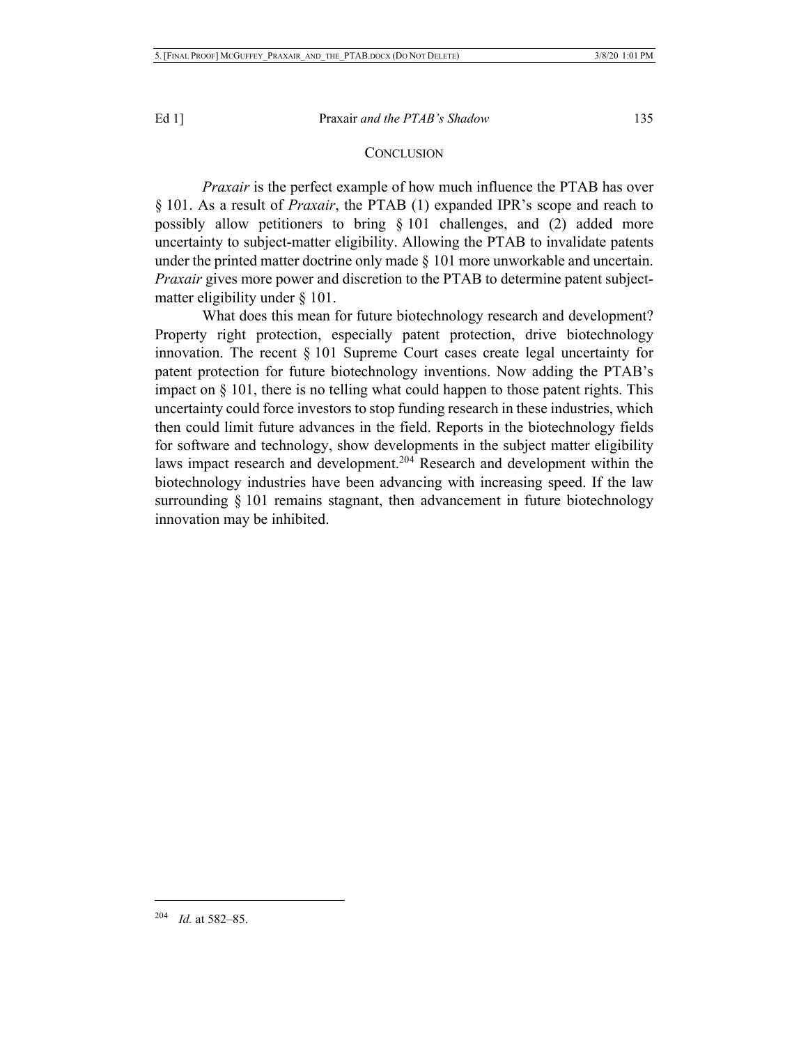## CONCLUSION

*Praxair* is the perfect example of how much influence the PTAB has over § 101. As a result of *Praxair*, the PTAB (1) expanded IPR's scope and reach to possibly allow petitioners to bring § 101 challenges, and (2) added more uncertainty to subject-matter eligibility. Allowing the PTAB to invalidate patents under the printed matter doctrine only made § 101 more unworkable and uncertain. *Praxair* gives more power and discretion to the PTAB to determine patent subject-matter eligibility under § 101.

What does this mean for future biotechnology research and development? Property right protection, especially patent protection, drive biotechnology innovation. The recent § 101 Supreme Court cases create legal uncertainty for patent protection for future biotechnology inventions. Now adding the PTAB's impact on § 101, there is no telling what could happen to those patent rights. This uncertainty could force investors to stop funding research in these industries, which then could limit future advances in the field. Reports in the biotechnology fields for software and technology, show developments in the subject matter eligibility laws impact research and development.[204] Research and development within the biotechnology industries have been advancing with increasing speed. If the law surrounding § 101 remains stagnant, then advancement in future biotechnology innovation may be inhibited.

---

[204] *Id.* at 582–85.